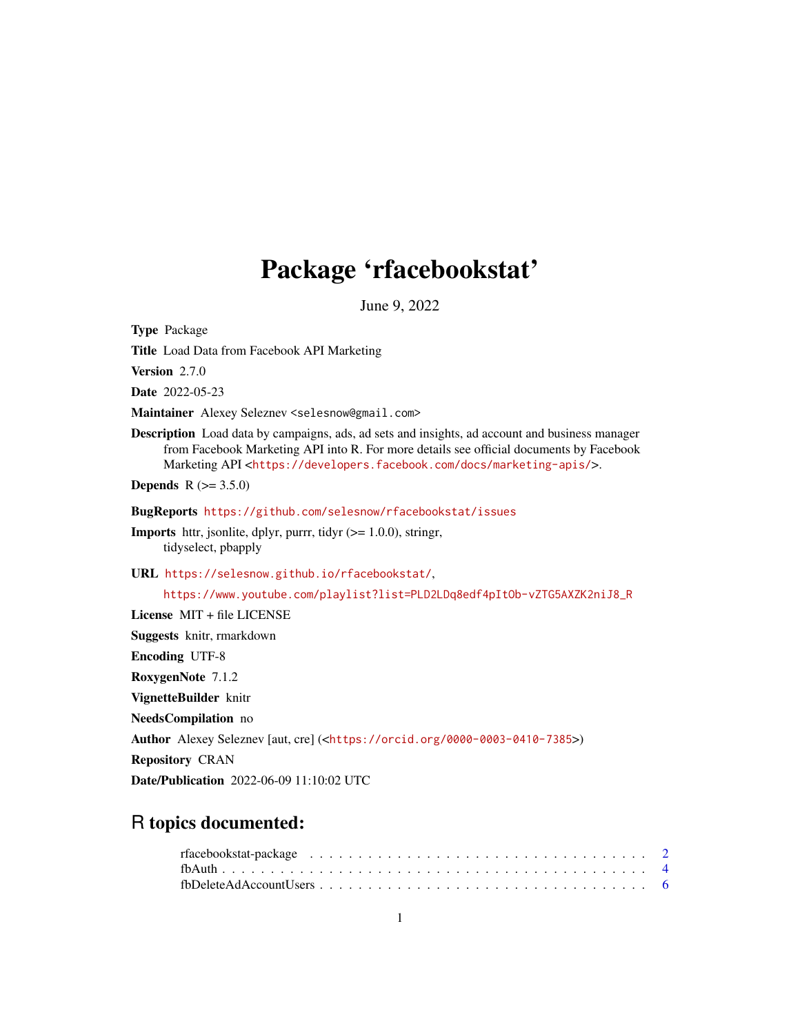# Package 'rfacebookstat'

June 9, 2022

**Type** Package

**Title** Load Data from Facebook API Marketing

**Version** 2.7.0

**Date** 2022-05-23

**Maintainer** Alexey Seleznev <selesnow@gmail.com>

**Description** Load data by campaigns, ads, ad sets and insights, ad account and business manager from Facebook Marketing API into R. For more details see official documents by Facebook Marketing API <https://developers.facebook.com/docs/marketing-apis/>.

**Depends** R (>= 3.5.0)

**BugReports** https://github.com/selesnow/rfacebookstat/issues

**Imports** httr, jsonlite, dplyr, purrr, tidyr (>= 1.0.0), stringr, tidyselect, pbapply

**URL** https://selesnow.github.io/rfacebookstat/,
https://www.youtube.com/playlist?list=PLD2LDq8edf4pItOb-vZTG5AXZK2niJ8_R

**License** MIT + file LICENSE

**Suggests** knitr, rmarkdown

**Encoding** UTF-8

**RoxygenNote** 7.1.2

**VignetteBuilder** knitr

**NeedsCompilation** no

**Author** Alexey Seleznev [aut, cre] (<https://orcid.org/0000-0003-0410-7385>)

**Repository** CRAN

**Date/Publication** 2022-06-09 11:10:02 UTC

## R topics documented:

rfacebookstat-package . . . . . . . . . . . . . . . . . . . . . . . . . . . . . . . . . . 2
fbAuth . . . . . . . . . . . . . . . . . . . . . . . . . . . . . . . . . . . . . . . . . . 4
fbDeleteAdAccountUsers . . . . . . . . . . . . . . . . . . . . . . . . . . . . . . . . 6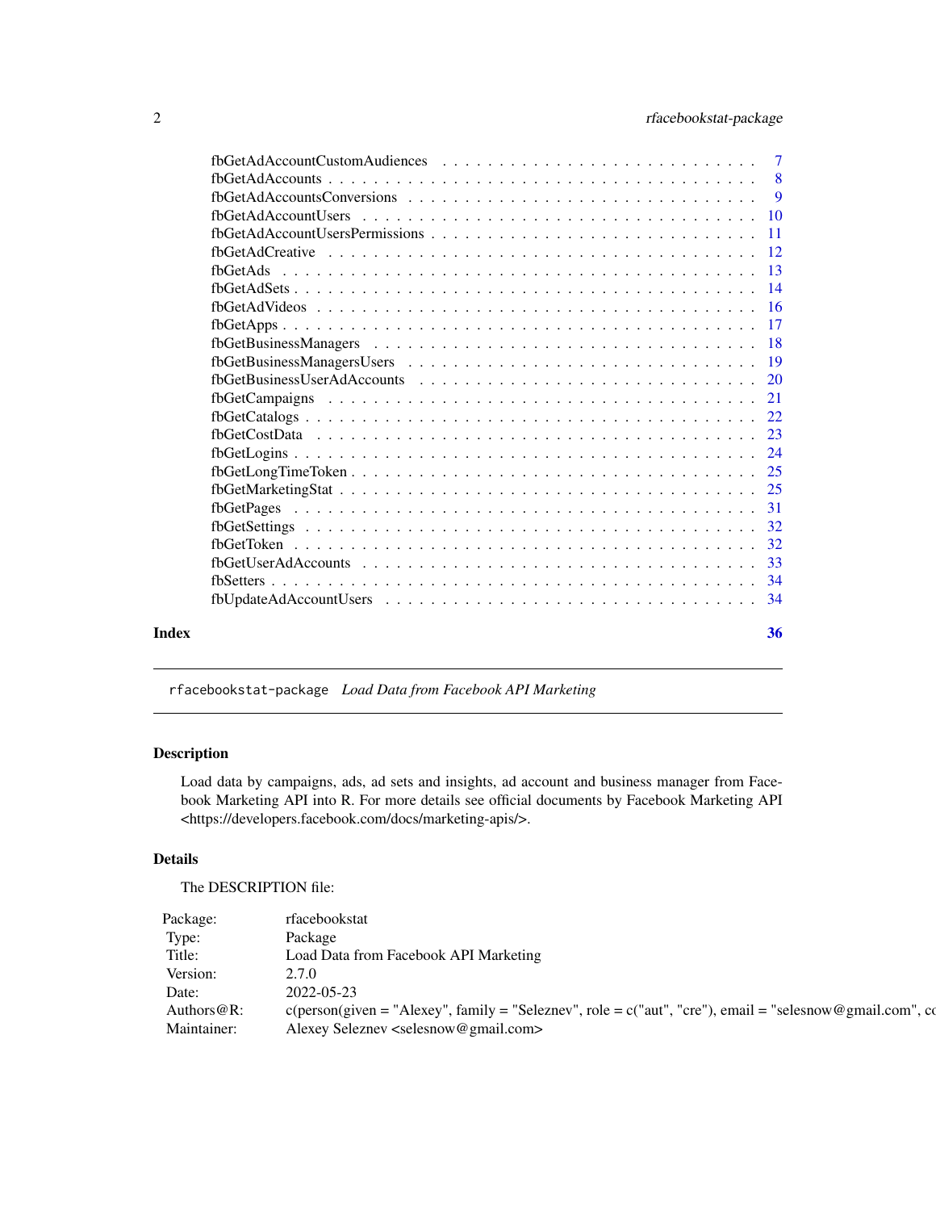| | |
|---|---|
| fbGetAdAccountCustomAudiences | 7 |
| fbGetAdAccounts | 8 |
| fbGetAdAccountsConversions | 9 |
| fbGetAdAccountUsers | 10 |
| fbGetAdAccountUsersPermissions | 11 |
| fbGetAdCreative | 12 |
| fbGetAds | 13 |
| fbGetAdSets | 14 |
| fbGetAdVideos | 16 |
| fbGetApps | 17 |
| fbGetBusinessManagers | 18 |
| fbGetBusinessManagersUsers | 19 |
| fbGetBusinessUserAdAccounts | 20 |
| fbGetCampaigns | 21 |
| fbGetCatalogs | 22 |
| fbGetCostData | 23 |
| fbGetLogins | 24 |
| fbGetLongTimeToken | 25 |
| fbGetMarketingStat | 25 |
| fbGetPages | 31 |
| fbGetSettings | 32 |
| fbGetToken | 32 |
| fbGetUserAdAccounts | 33 |
| fbSetters | 34 |
| fbUpdateAdAccountUsers | 34 |

**Index** **36**

---

`rfacebookstat-package` *Load Data from Facebook API Marketing*

---

## Description

Load data by campaigns, ads, ad sets and insights, ad account and business manager from Facebook Marketing API into R. For more details see official documents by Facebook Marketing API <https://developers.facebook.com/docs/marketing-apis/>.

## Details

The DESCRIPTION file:

| | |
|---|---|
| Package: | rfacebookstat |
| Type: | Package |
| Title: | Load Data from Facebook API Marketing |
| Version: | 2.7.0 |
| Date: | 2022-05-23 |
| Authors@R: | c(person(given = "Alexey", family = "Seleznev", role = c("aut", "cre"), email = "selesnow@gmail.com", co |
| Maintainer: | Alexey Seleznev <selesnow@gmail.com> |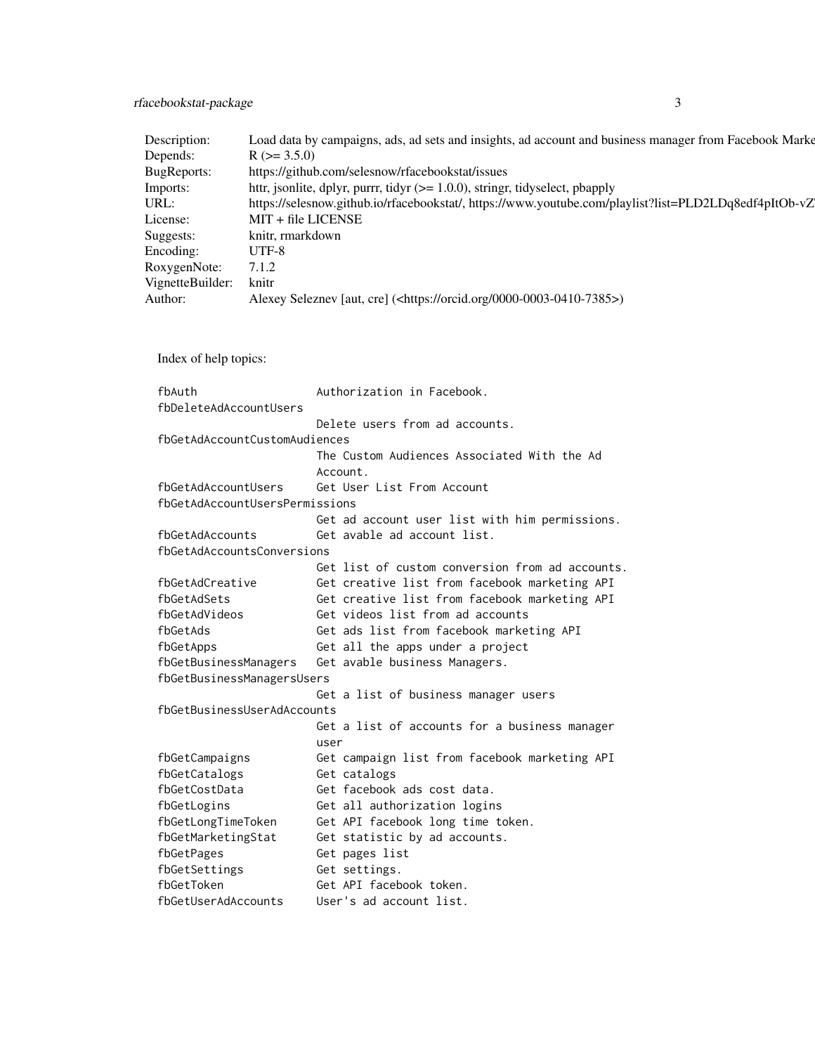| | |
|---|---|
| Description: | Load data by campaigns, ads, ad sets and insights, ad account and business manager from Facebook Marke |
| Depends: | R (>= 3.5.0) |
| BugReports: | https://github.com/selesnow/rfacebookstat/issues |
| Imports: | httr, jsonlite, dplyr, purrr, tidyr (>= 1.0.0), stringr, tidyselect, pbapply |
| URL: | https://selesnow.github.io/rfacebookstat/, https://www.youtube.com/playlist?list=PLD2LDq8edf4pItOb-vZ |
| License: | MIT + file LICENSE |
| Suggests: | knitr, rmarkdown |
| Encoding: | UTF-8 |
| RoxygenNote: | 7.1.2 |
| VignetteBuilder: | knitr |
| Author: | Alexey Seleznev [aut, cre] (<https://orcid.org/0000-0003-0410-7385>) |

Index of help topics:

```
fbAuth                  Authorization in Facebook.
fbDeleteAdAccountUsers
                        Delete users from ad accounts.
fbGetAdAccountCustomAudiences
                        The Custom Audiences Associated With the Ad
                        Account.
fbGetAdAccountUsers     Get User List From Account
fbGetAdAccountUsersPermissions
                        Get ad account user list with him permissions.
fbGetAdAccounts         Get avable ad account list.
fbGetAdAccountsConversions
                        Get list of custom conversion from ad accounts.
fbGetAdCreative         Get creative list from facebook marketing API
fbGetAdSets             Get creative list from facebook marketing API
fbGetAdVideos           Get videos list from ad accounts
fbGetAds                Get ads list from facebook marketing API
fbGetApps               Get all the apps under a project
fbGetBusinessManagers   Get avable business Managers.
fbGetBusinessManagersUsers
                        Get a list of business manager users
fbGetBusinessUserAdAccounts
                        Get a list of accounts for a business manager
                        user
fbGetCampaigns          Get campaign list from facebook marketing API
fbGetCatalogs           Get catalogs
fbGetCostData           Get facebook ads cost data.
fbGetLogins             Get all authorization logins
fbGetLongTimeToken      Get API facebook long time token.
fbGetMarketingStat      Get statistic by ad accounts.
fbGetPages              Get pages list
fbGetSettings           Get settings.
fbGetToken              Get API facebook token.
fbGetUserAdAccounts     User's ad account list.
```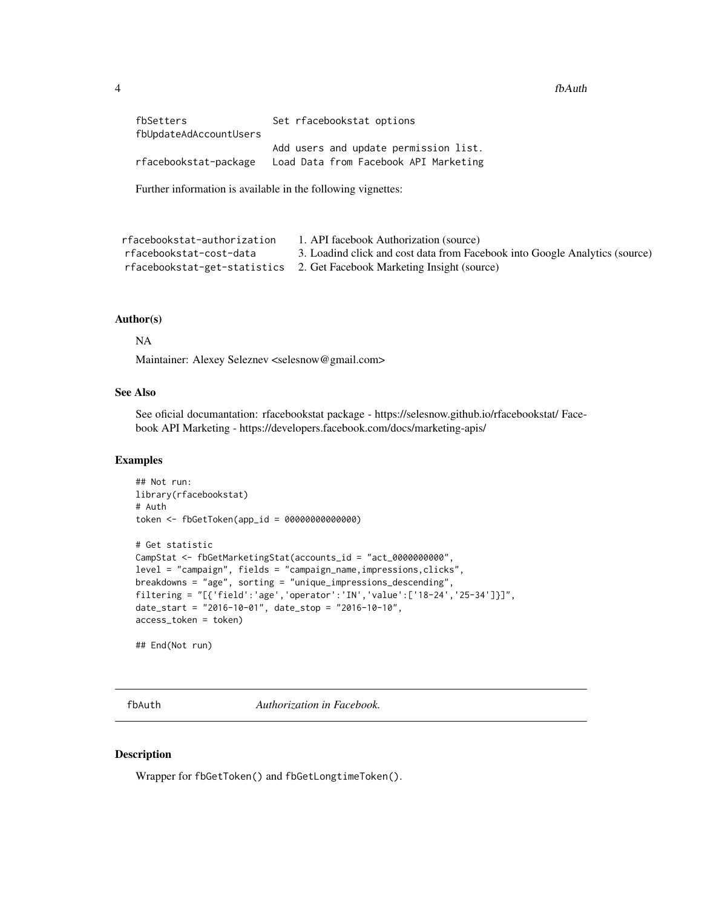| | |
|---|---|
| fbSetters | Set rfacebookstat options |
| fbUpdateAdAccountUsers | Add users and update permission list. |
| rfacebookstat-package | Load Data from Facebook API Marketing |

Further information is available in the following vignettes:

| | |
|---|---|
| rfacebookstat-authorization | 1. API facebook Authorization (source) |
| rfacebookstat-cost-data | 3. Loadind click and cost data from Facebook into Google Analytics (source) |
| rfacebookstat-get-statistics | 2. Get Facebook Marketing Insight (source) |

### Author(s)

NA

Maintainer: Alexey Seleznev <selesnow@gmail.com>

### See Also

See oficial documantation: rfacebookstat package - https://selesnow.github.io/rfacebookstat/ Facebook API Marketing - https://developers.facebook.com/docs/marketing-apis/

### Examples

```
## Not run:
library(rfacebookstat)
# Auth
token <- fbGetToken(app_id = 00000000000000)

# Get statistic
CampStat <- fbGetMarketingStat(accounts_id = "act_0000000000",
level = "campaign", fields = "campaign_name,impressions,clicks",
breakdowns = "age", sorting = "unique_impressions_descending",
filtering = "[{'field':'age','operator':'IN','value':['18-24','25-34']}]",
date_start = "2016-10-01", date_stop = "2016-10-10",
access_token = token)

## End(Not run)
```

## fbAuth *Authorization in Facebook.*

### Description

Wrapper for fbGetToken() and fbGetLongtimeToken().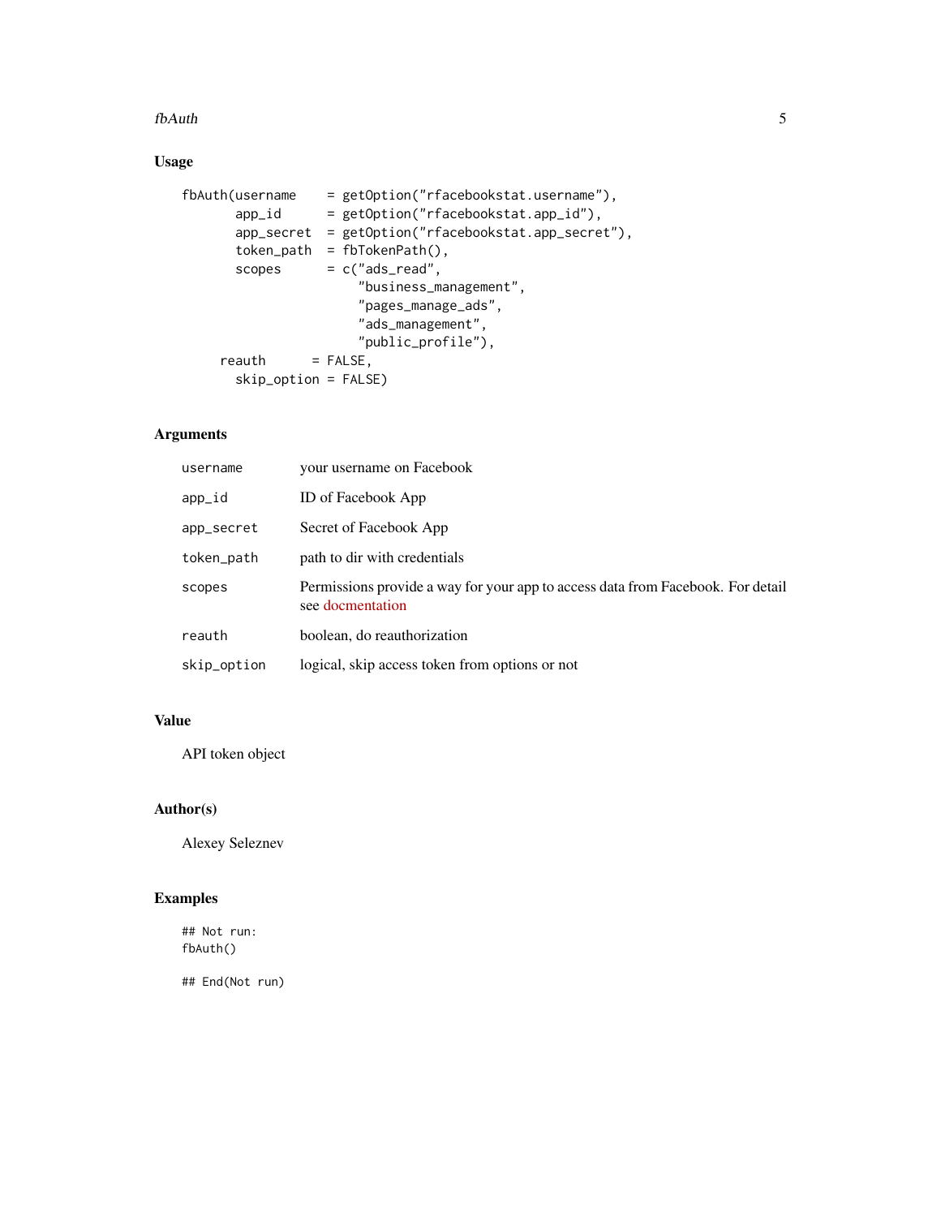### Usage

```
fbAuth(username    = getOption("rfacebookstat.username"),
       app_id      = getOption("rfacebookstat.app_id"),
       app_secret  = getOption("rfacebookstat.app_secret"),
       token_path  = fbTokenPath(),
       scopes      = c("ads_read",
                       "business_management",
                       "pages_manage_ads",
                       "ads_management",
                       "public_profile"),
     reauth      = FALSE,
       skip_option = FALSE)
```

### Arguments

| | |
|---|---|
| username | your username on Facebook |
| app_id | ID of Facebook App |
| app_secret | Secret of Facebook App |
| token_path | path to dir with credentials |
| scopes | Permissions provide a way for your app to access data from Facebook. For detail see docmentation |
| reauth | boolean, do reauthorization |
| skip_option | logical, skip access token from options or not |

### Value

API token object

### Author(s)

Alexey Seleznev

### Examples

```
## Not run:
fbAuth()

## End(Not run)
```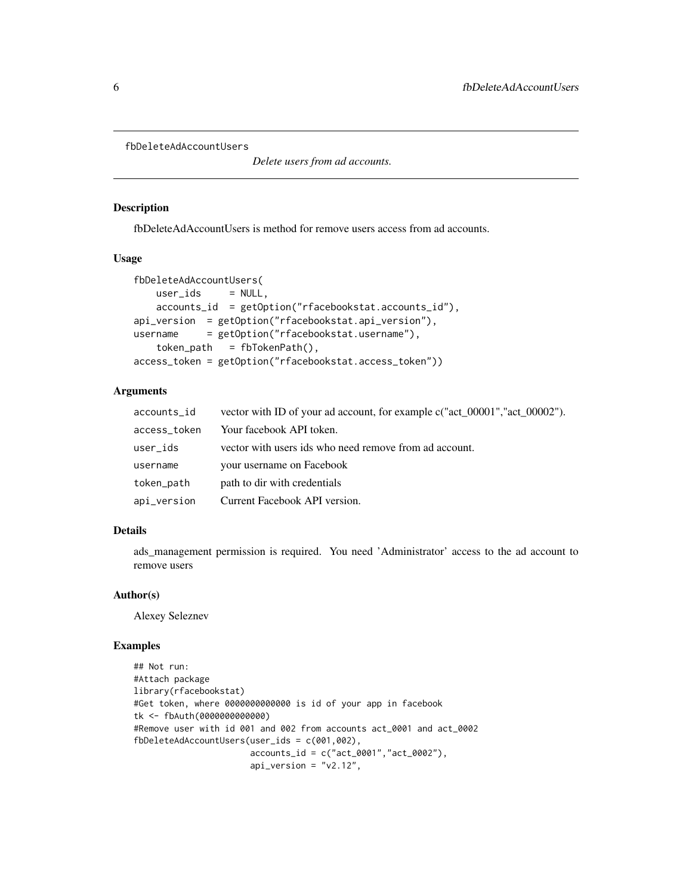`fbDeleteAdAccountUsers` *Delete users from ad accounts.*

### Description

fbDeleteAdAccountUsers is method for remove users access from ad accounts.

### Usage

```
fbDeleteAdAccountUsers(
    user_ids     = NULL,
    accounts_id  = getOption("rfacebookstat.accounts_id"),
api_version  = getOption("rfacebookstat.api_version"),
username     = getOption("rfacebookstat.username"),
    token_path   = fbTokenPath(),
access_token = getOption("rfacebookstat.access_token"))
```

### Arguments

| | |
|---|---|
| `accounts_id` | vector with ID of your ad account, for example c("act_00001","act_00002"). |
| `access_token` | Your facebook API token. |
| `user_ids` | vector with users ids who need remove from ad account. |
| `username` | your username on Facebook |
| `token_path` | path to dir with credentials |
| `api_version` | Current Facebook API version. |

### Details

ads_management permission is required. You need 'Administrator' access to the ad account to remove users

### Author(s)

Alexey Seleznev

### Examples

```
## Not run:
#Attach package
library(rfacebookstat)
#Get token, where 0000000000000 is id of your app in facebook
tk <- fbAuth(0000000000000)
#Remove user with id 001 and 002 from accounts act_0001 and act_0002
fbDeleteAdAccountUsers(user_ids = c(001,002),
                       accounts_id = c("act_0001","act_0002"),
                       api_version = "v2.12",
```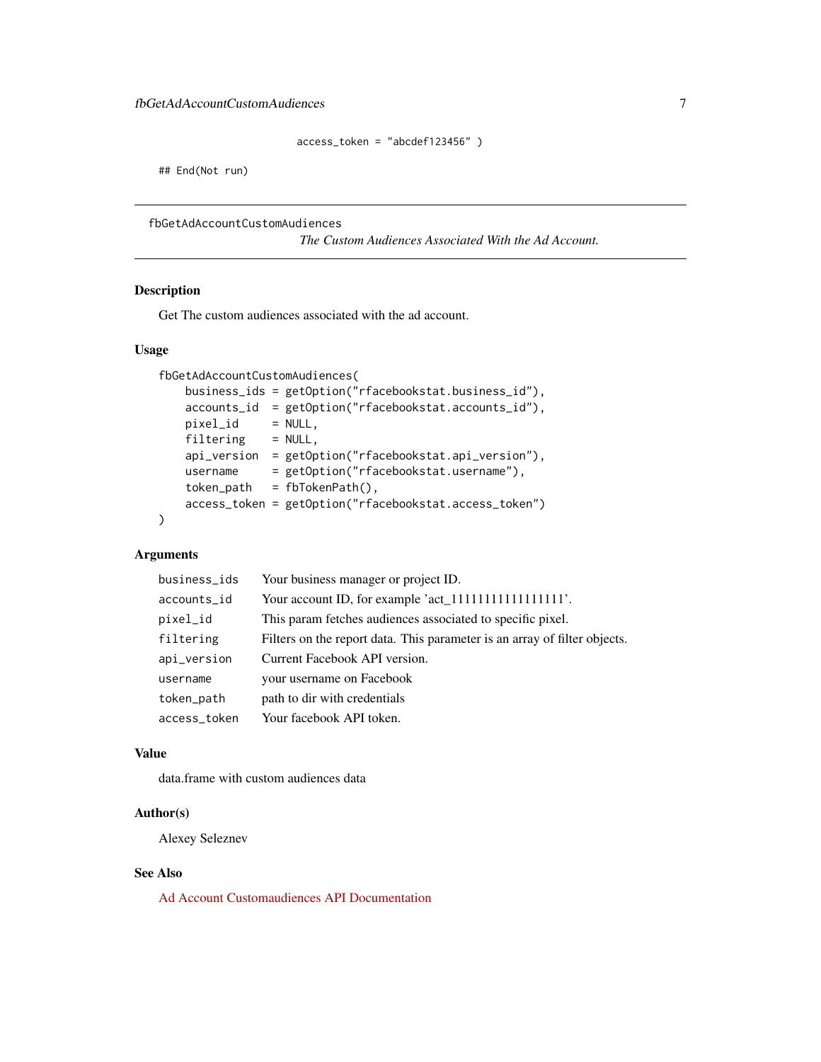```
                    access_token = "abcdef123456" )

## End(Not run)
```

---

`fbGetAdAccountCustomAudiences`
*The Custom Audiences Associated With the Ad Account.*

---

## Description

Get The custom audiences associated with the ad account.

## Usage

```
fbGetAdAccountCustomAudiences(
    business_ids = getOption("rfacebookstat.business_id"),
    accounts_id  = getOption("rfacebookstat.accounts_id"),
    pixel_id     = NULL,
    filtering    = NULL,
    api_version  = getOption("rfacebookstat.api_version"),
    username     = getOption("rfacebookstat.username"),
    token_path   = fbTokenPath(),
    access_token = getOption("rfacebookstat.access_token")
)
```

## Arguments

| | |
|---|---|
| `business_ids` | Your business manager or project ID. |
| `accounts_id` | Your account ID, for example 'act_1111111111111111'. |
| `pixel_id` | This param fetches audiences associated to specific pixel. |
| `filtering` | Filters on the report data. This parameter is an array of filter objects. |
| `api_version` | Current Facebook API version. |
| `username` | your username on Facebook |
| `token_path` | path to dir with credentials |
| `access_token` | Your facebook API token. |

## Value

data.frame with custom audiences data

## Author(s)

Alexey Seleznev

## See Also

Ad Account Customaudiences API Documentation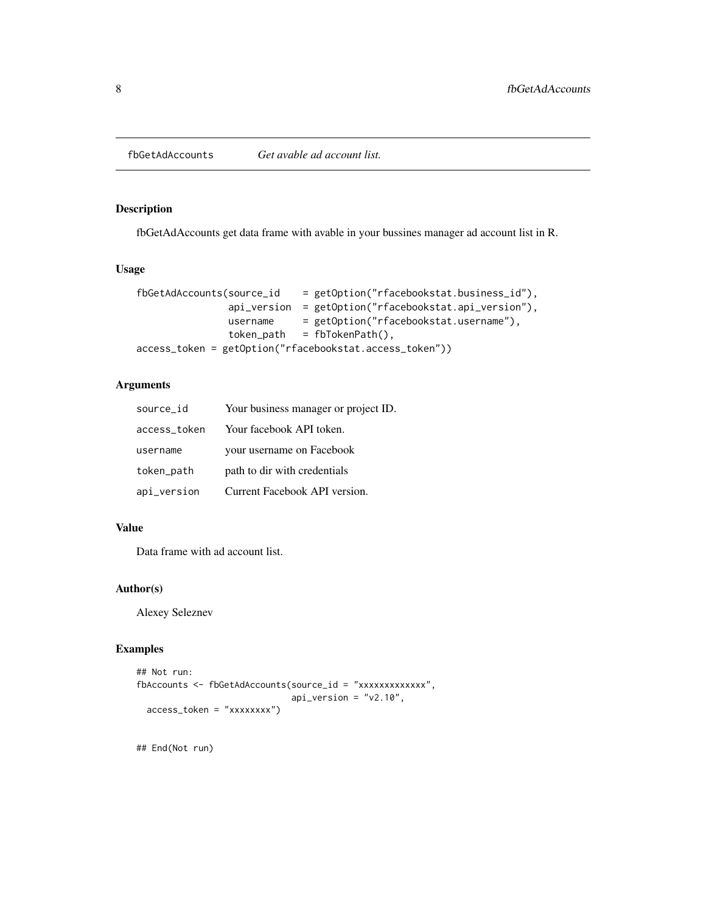fbGetAdAccounts *Get avable ad account list.*

## Description

fbGetAdAccounts get data frame with avable in your bussines manager ad account list in R.

## Usage

```
fbGetAdAccounts(source_id    = getOption("rfacebookstat.business_id"),
                api_version  = getOption("rfacebookstat.api_version"),
                username     = getOption("rfacebookstat.username"),
                token_path   = fbTokenPath(),
access_token = getOption("rfacebookstat.access_token"))
```

## Arguments

| | |
|---|---|
| source_id | Your business manager or project ID. |
| access_token | Your facebook API token. |
| username | your username on Facebook |
| token_path | path to dir with credentials |
| api_version | Current Facebook API version. |

## Value

Data frame with ad account list.

## Author(s)

Alexey Seleznev

## Examples

```
## Not run:
fbAccounts <- fbGetAdAccounts(source_id = "xxxxxxxxxxxxx",
                              api_version = "v2.10",
  access_token = "xxxxxxxx")


## End(Not run)
```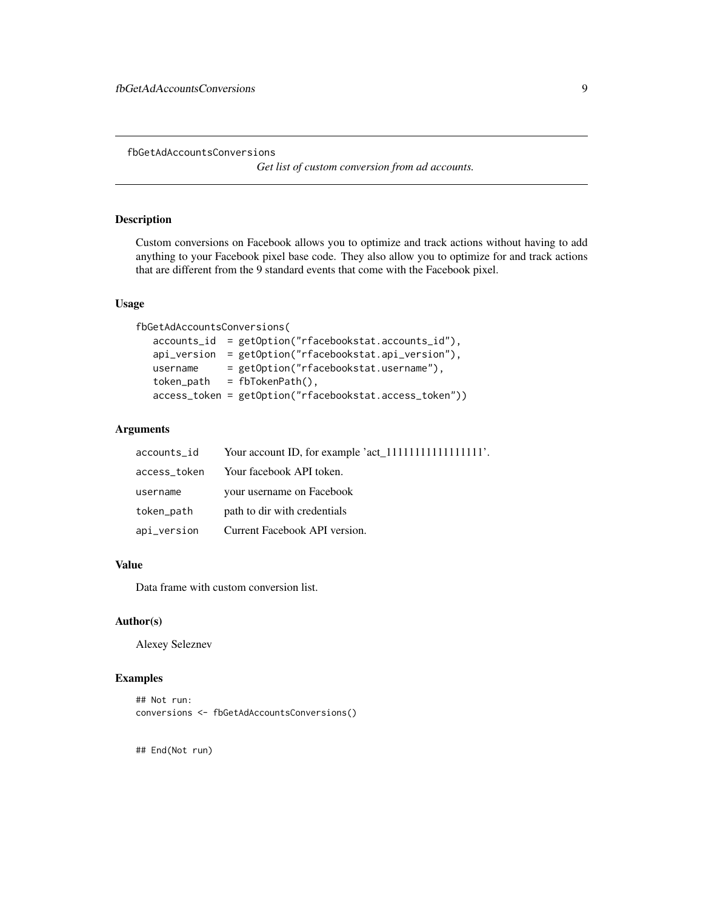## fbGetAdAccountsConversions

*Get list of custom conversion from ad accounts.*

### Description

Custom conversions on Facebook allows you to optimize and track actions without having to add anything to your Facebook pixel base code. They also allow you to optimize for and track actions that are different from the 9 standard events that come with the Facebook pixel.

### Usage

```
fbGetAdAccountsConversions(
   accounts_id  = getOption("rfacebookstat.accounts_id"),
   api_version  = getOption("rfacebookstat.api_version"),
   username     = getOption("rfacebookstat.username"),
   token_path   = fbTokenPath(),
   access_token = getOption("rfacebookstat.access_token"))
```

### Arguments

| | |
|---|---|
| `accounts_id` | Your account ID, for example 'act_1111111111111111'. |
| `access_token` | Your facebook API token. |
| `username` | your username on Facebook |
| `token_path` | path to dir with credentials |
| `api_version` | Current Facebook API version. |

### Value

Data frame with custom conversion list.

### Author(s)

Alexey Seleznev

### Examples

```
## Not run:
conversions <- fbGetAdAccountsConversions()


## End(Not run)
```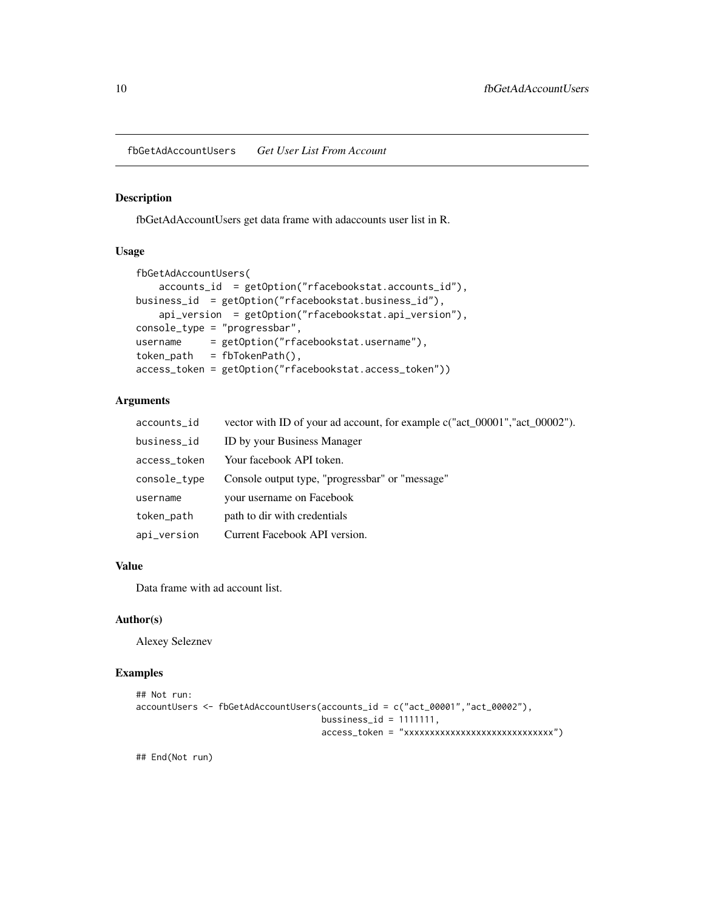fbGetAdAccountUsers *Get User List From Account*

## Description

fbGetAdAccountUsers get data frame with adaccounts user list in R.

## Usage

```
fbGetAdAccountUsers(
    accounts_id  = getOption("rfacebookstat.accounts_id"),
business_id  = getOption("rfacebookstat.business_id"),
    api_version  = getOption("rfacebookstat.api_version"),
console_type = "progressbar",
username     = getOption("rfacebookstat.username"),
token_path   = fbTokenPath(),
access_token = getOption("rfacebookstat.access_token"))
```

## Arguments

| | |
|---|---|
| accounts_id | vector with ID of your ad account, for example c("act_00001","act_00002"). |
| business_id | ID by your Business Manager |
| access_token | Your facebook API token. |
| console_type | Console output type, "progressbar" or "message" |
| username | your username on Facebook |
| token_path | path to dir with credentials |
| api_version | Current Facebook API version. |

## Value

Data frame with ad account list.

## Author(s)

Alexey Seleznev

## Examples

```
## Not run:
accountUsers <- fbGetAdAccountUsers(accounts_id = c("act_00001","act_00002"),
                                    bussiness_id = 1111111,
                                    access_token = "xxxxxxxxxxxxxxxxxxxxxxxxxxxx")

## End(Not run)
```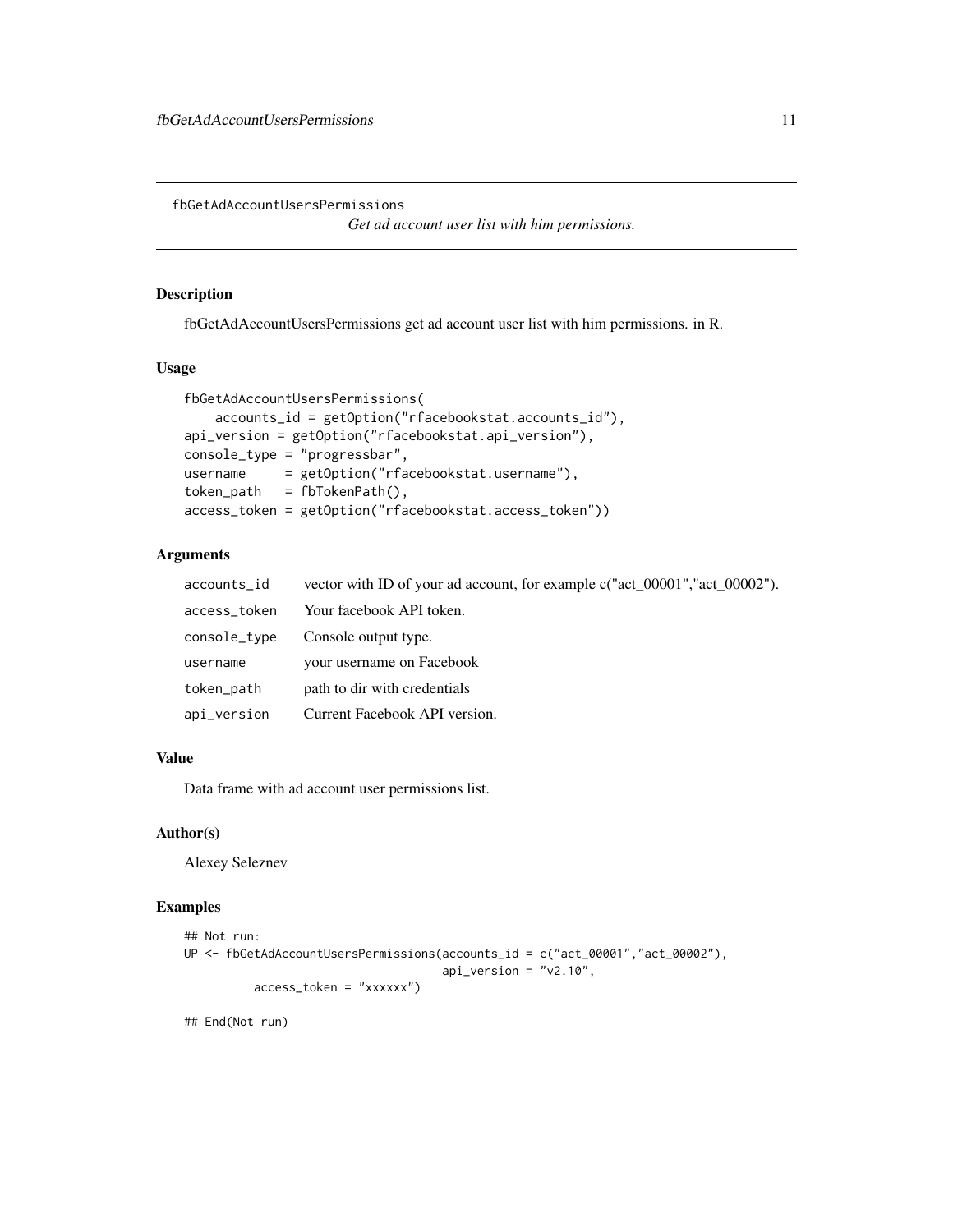fbGetAdAccountUsersPermissions

*Get ad account user list with him permissions.*

## Description

fbGetAdAccountUsersPermissions get ad account user list with him permissions. in R.

## Usage

```
fbGetAdAccountUsersPermissions(
    accounts_id = getOption("rfacebookstat.accounts_id"),
api_version = getOption("rfacebookstat.api_version"),
console_type = "progressbar",
username     = getOption("rfacebookstat.username"),
token_path   = fbTokenPath(),
access_token = getOption("rfacebookstat.access_token"))
```

## Arguments

| | |
|---|---|
| `accounts_id` | vector with ID of your ad account, for example c("act_00001","act_00002"). |
| `access_token` | Your facebook API token. |
| `console_type` | Console output type. |
| `username` | your username on Facebook |
| `token_path` | path to dir with credentials |
| `api_version` | Current Facebook API version. |

## Value

Data frame with ad account user permissions list.

## Author(s)

Alexey Seleznev

## Examples

```
## Not run:
UP <- fbGetAdAccountUsersPermissions(accounts_id = c("act_00001","act_00002"),
                                     api_version = "v2.10",
          access_token = "xxxxxx")

## End(Not run)
```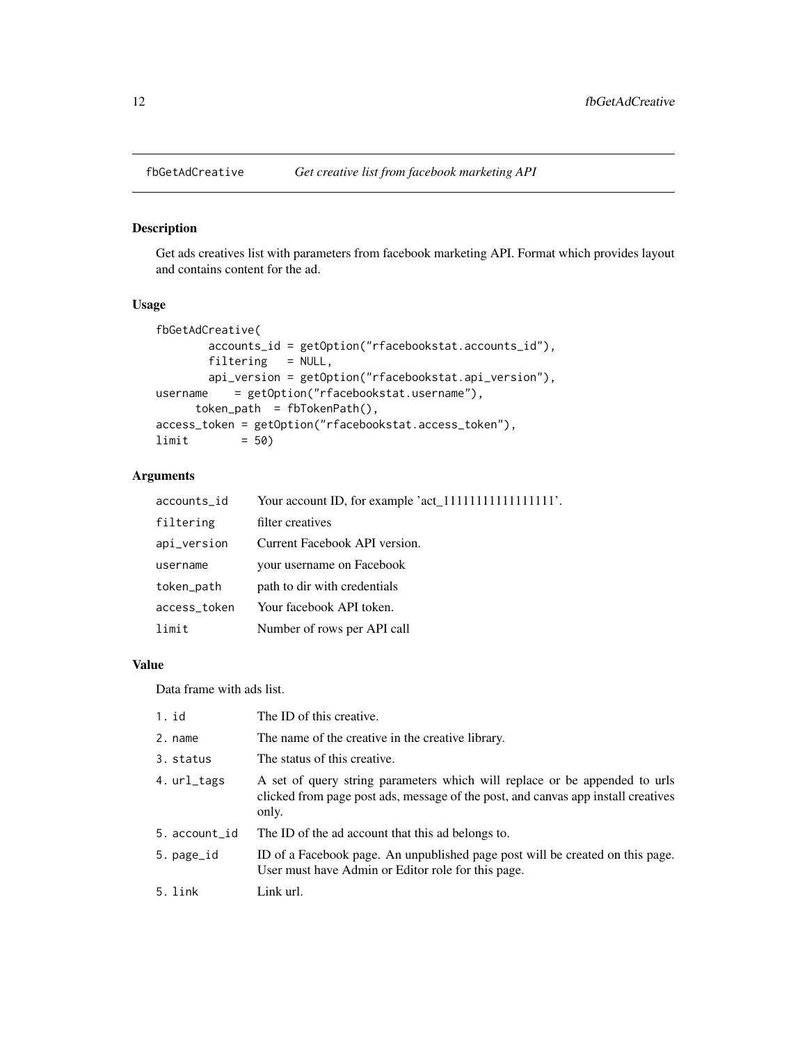## fbGetAdCreative — *Get creative list from facebook marketing API*

### Description

Get ads creatives list with parameters from facebook marketing API. Format which provides layout and contains content for the ad.

### Usage

```
fbGetAdCreative(
        accounts_id = getOption("rfacebookstat.accounts_id"),
        filtering   = NULL,
        api_version = getOption("rfacebookstat.api_version"),
username    = getOption("rfacebookstat.username"),
      token_path  = fbTokenPath(),
access_token = getOption("rfacebookstat.access_token"),
limit        = 50)
```

### Arguments

| | |
|---|---|
| `accounts_id` | Your account ID, for example 'act_1111111111111111'. |
| `filtering` | filter creatives |
| `api_version` | Current Facebook API version. |
| `username` | your username on Facebook |
| `token_path` | path to dir with credentials |
| `access_token` | Your facebook API token. |
| `limit` | Number of rows per API call |

### Value

Data frame with ads list.

| | |
|---|---|
| 1. `id` | The ID of this creative. |
| 2. `name` | The name of the creative in the creative library. |
| 3. `status` | The status of this creative. |
| 4. `url_tags` | A set of query string parameters which will replace or be appended to urls clicked from page post ads, message of the post, and canvas app install creatives only. |
| 5. `account_id` | The ID of the ad account that this ad belongs to. |
| 5. `page_id` | ID of a Facebook page. An unpublished page post will be created on this page. User must have Admin or Editor role for this page. |
| 5. `link` | Link url. |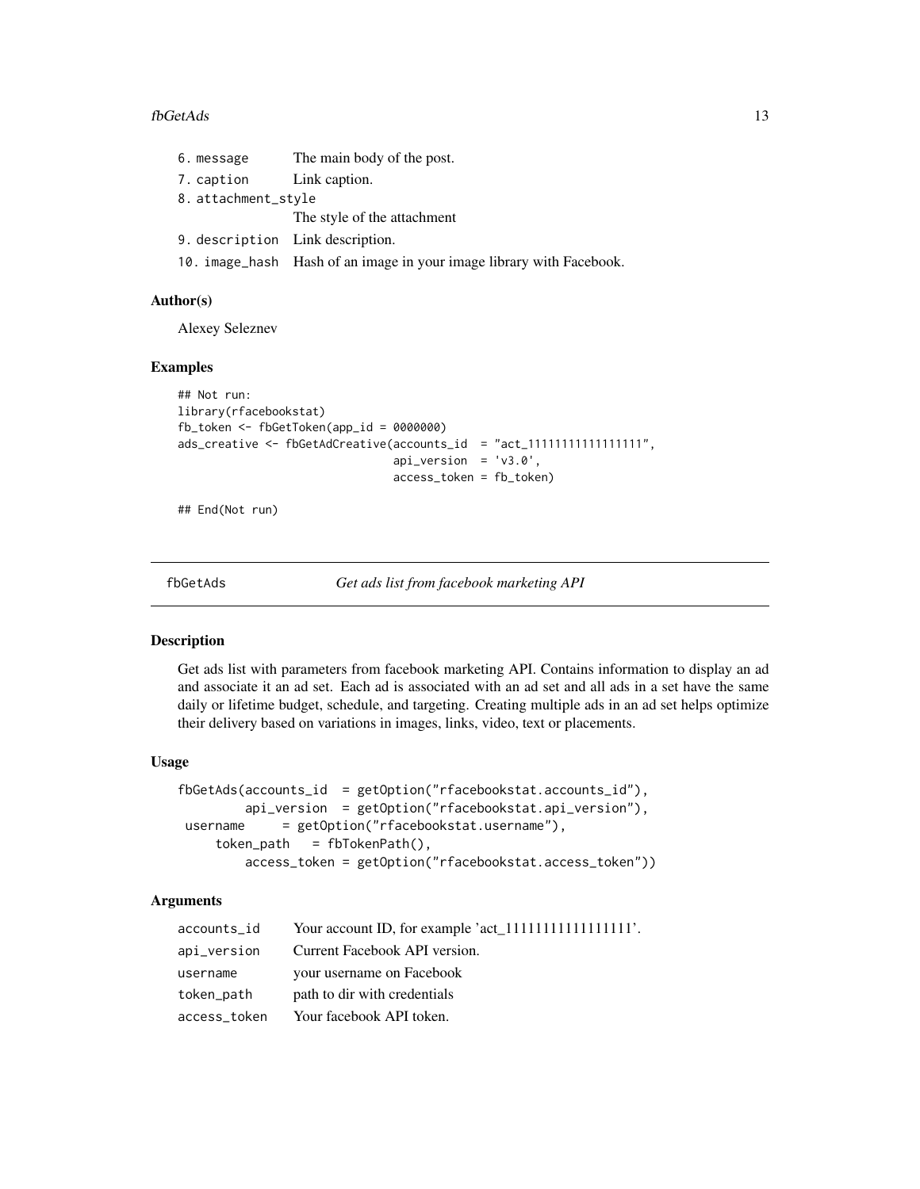6. `message` The main body of the post.
7. `caption` Link caption.
8. `attachment_style` The style of the attachment
9. `description` Link description.
10. `image_hash` Hash of an image in your image library with Facebook.

### Author(s)

Alexey Seleznev

### Examples

```
## Not run:
library(rfacebookstat)
fb_token <- fbGetToken(app_id = 0000000)
ads_creative <- fbGetAdCreative(accounts_id  = "act_11111111111111111",
                                api_version  = 'v3.0',
                                access_token = fb_token)

## End(Not run)
```

---

## fbGetAds *Get ads list from facebook marketing API*

### Description

Get ads list with parameters from facebook marketing API. Contains information to display an ad and associate it an ad set. Each ad is associated with an ad set and all ads in a set have the same daily or lifetime budget, schedule, and targeting. Creating multiple ads in an ad set helps optimize their delivery based on variations in images, links, video, text or placements.

### Usage

```
fbGetAds(accounts_id  = getOption("rfacebookstat.accounts_id"),
         api_version  = getOption("rfacebookstat.api_version"),
 username     = getOption("rfacebookstat.username"),
     token_path   = fbTokenPath(),
         access_token = getOption("rfacebookstat.access_token"))
```

### Arguments

| | |
|---|---|
| `accounts_id` | Your account ID, for example 'act_11111111111111111'. |
| `api_version` | Current Facebook API version. |
| `username` | your username on Facebook |
| `token_path` | path to dir with credentials |
| `access_token` | Your facebook API token. |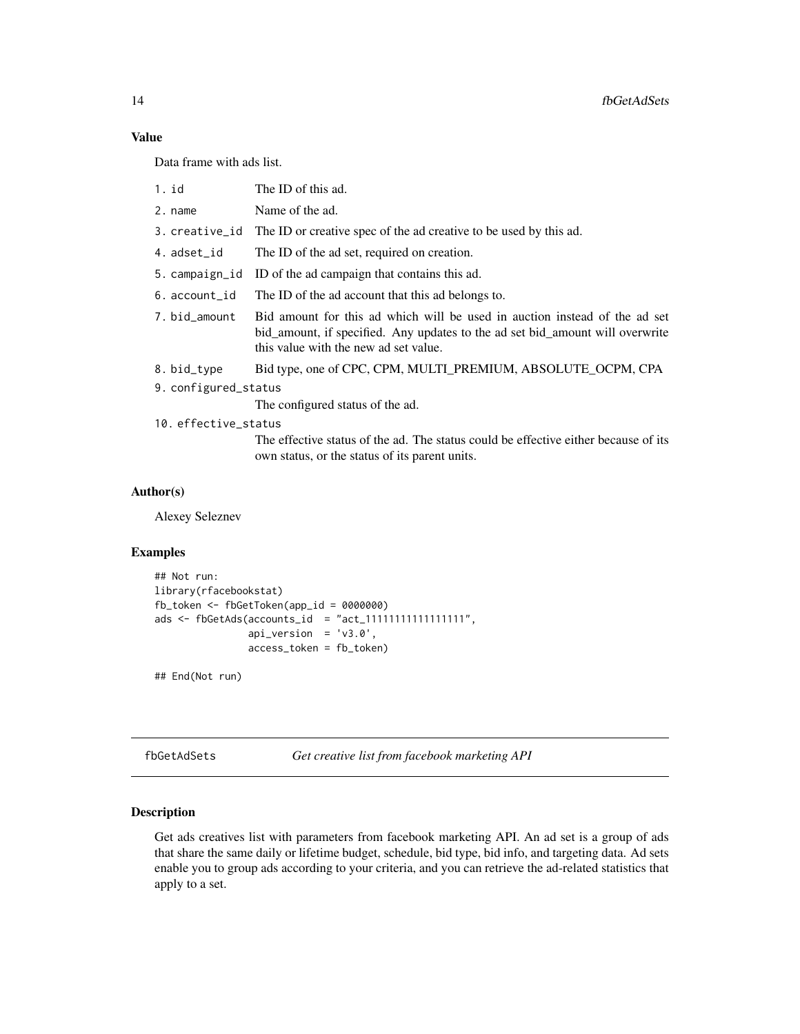### Value

Data frame with ads list.

1. `id` The ID of this ad.
2. `name` Name of the ad.
3. `creative_id` The ID or creative spec of the ad creative to be used by this ad.
4. `adset_id` The ID of the ad set, required on creation.
5. `campaign_id` ID of the ad campaign that contains this ad.
6. `account_id` The ID of the ad account that this ad belongs to.
7. `bid_amount` Bid amount for this ad which will be used in auction instead of the ad set bid_amount, if specified. Any updates to the ad set bid_amount will overwrite this value with the new ad set value.
8. `bid_type` Bid type, one of CPC, CPM, MULTI_PREMIUM, ABSOLUTE_OCPM, CPA
9. `configured_status` The configured status of the ad.
10. `effective_status` The effective status of the ad. The status could be effective either because of its own status, or the status of its parent units.

### Author(s)

Alexey Seleznev

### Examples

```
## Not run:
library(rfacebookstat)
fb_token <- fbGetToken(app_id = 0000000)
ads <- fbGetAds(accounts_id  = "act_11111111111111111",
                api_version  = 'v3.0',
                access_token = fb_token)

## End(Not run)
```

---

## fbGetAdSets *Get creative list from facebook marketing API*

### Description

Get ads creatives list with parameters from facebook marketing API. An ad set is a group of ads that share the same daily or lifetime budget, schedule, bid type, bid info, and targeting data. Ad sets enable you to group ads according to your criteria, and you can retrieve the ad-related statistics that apply to a set.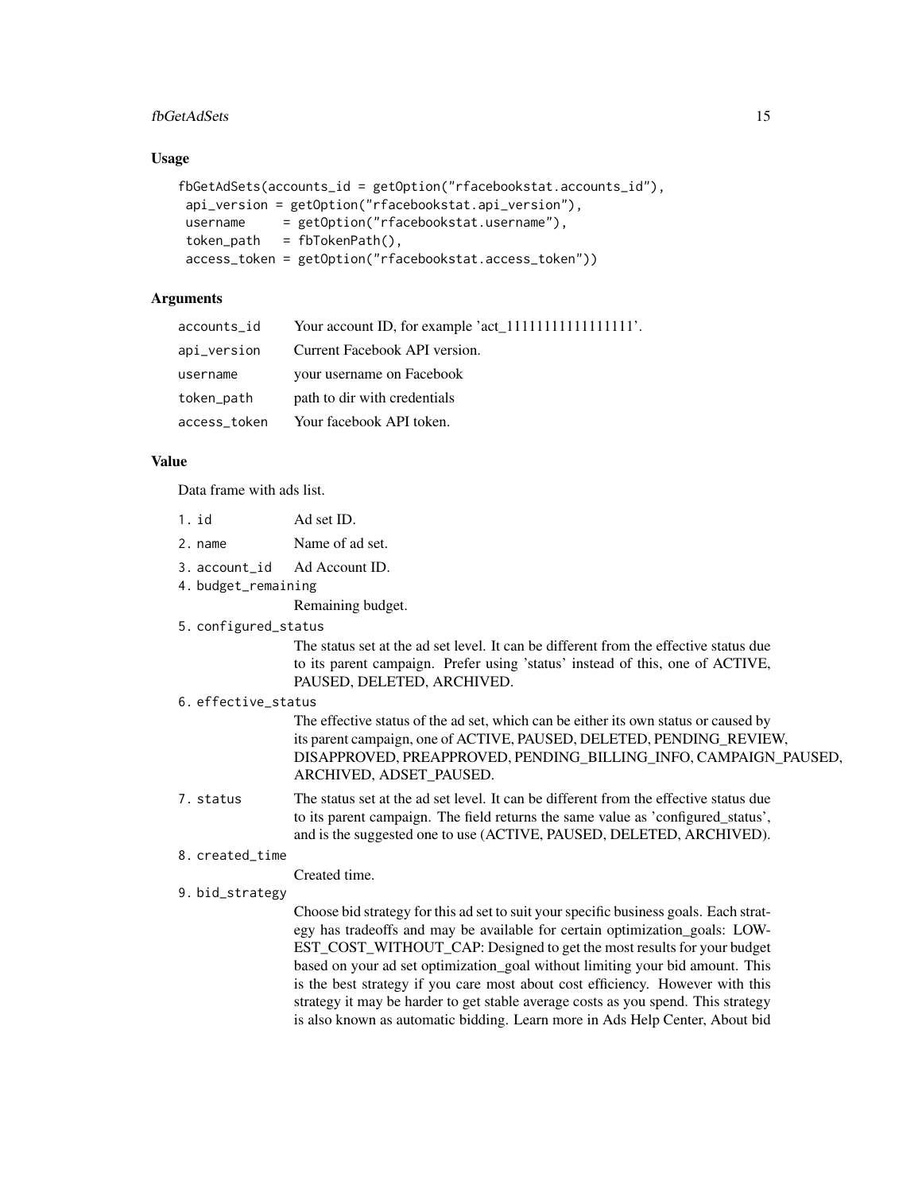### Usage

```
fbGetAdSets(accounts_id = getOption("rfacebookstat.accounts_id"),
 api_version = getOption("rfacebookstat.api_version"),
 username     = getOption("rfacebookstat.username"),
 token_path   = fbTokenPath(),
 access_token = getOption("rfacebookstat.access_token"))
```

### Arguments

| | |
|---|---|
| `accounts_id` | Your account ID, for example 'act_1111111111111111'. |
| `api_version` | Current Facebook API version. |
| `username` | your username on Facebook |
| `token_path` | path to dir with credentials |
| `access_token` | Your facebook API token. |

### Value

Data frame with ads list.

1. `id` Ad set ID.
2. `name` Name of ad set.
3. `account_id` Ad Account ID.
4. `budget_remaining` Remaining budget.
5. `configured_status` The status set at the ad set level. It can be different from the effective status due to its parent campaign. Prefer using 'status' instead of this, one of ACTIVE, PAUSED, DELETED, ARCHIVED.
6. `effective_status` The effective status of the ad set, which can be either its own status or caused by its parent campaign, one of ACTIVE, PAUSED, DELETED, PENDING_REVIEW, DISAPPROVED, PREAPPROVED, PENDING_BILLING_INFO, CAMPAIGN_PAUSED, ARCHIVED, ADSET_PAUSED.
7. `status` The status set at the ad set level. It can be different from the effective status due to its parent campaign. The field returns the same value as 'configured_status', and is the suggested one to use (ACTIVE, PAUSED, DELETED, ARCHIVED).
8. `created_time` Created time.
9. `bid_strategy` Choose bid strategy for this ad set to suit your specific business goals. Each strategy has tradeoffs and may be available for certain optimization_goals: LOWEST_COST_WITHOUT_CAP: Designed to get the most results for your budget based on your ad set optimization_goal without limiting your bid amount. This is the best strategy if you care most about cost efficiency. However with this strategy it may be harder to get stable average costs as you spend. This strategy is also known as automatic bidding. Learn more in Ads Help Center, About bid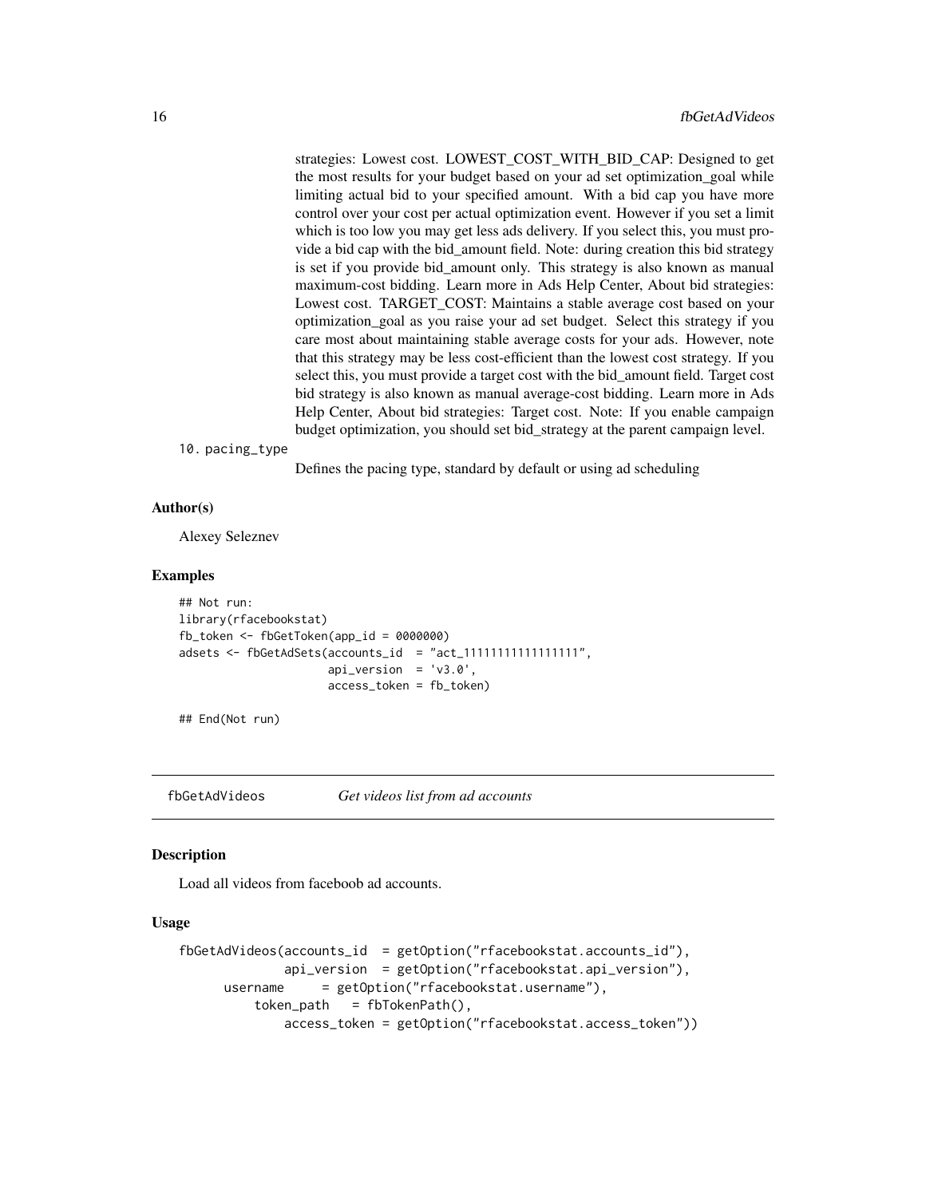strategies: Lowest cost. LOWEST_COST_WITH_BID_CAP: Designed to get the most results for your budget based on your ad set optimization_goal while limiting actual bid to your specified amount. With a bid cap you have more control over your cost per actual optimization event. However if you set a limit which is too low you may get less ads delivery. If you select this, you must provide a bid cap with the bid_amount field. Note: during creation this bid strategy is set if you provide bid_amount only. This strategy is also known as manual maximum-cost bidding. Learn more in Ads Help Center, About bid strategies: Lowest cost. TARGET_COST: Maintains a stable average cost based on your optimization_goal as you raise your ad set budget. Select this strategy if you care most about maintaining stable average costs for your ads. However, note that this strategy may be less cost-efficient than the lowest cost strategy. If you select this, you must provide a target cost with the bid_amount field. Target cost bid strategy is also known as manual average-cost bidding. Learn more in Ads Help Center, About bid strategies: Target cost. Note: If you enable campaign budget optimization, you should set bid_strategy at the parent campaign level.

10. `pacing_type`
    Defines the pacing type, standard by default or using ad scheduling

### Author(s)

Alexey Seleznev

### Examples

```
## Not run:
library(rfacebookstat)
fb_token <- fbGetToken(app_id = 0000000)
adsets <- fbGetAdSets(accounts_id  = "act_11111111111111111",
                      api_version  = 'v3.0',
                      access_token = fb_token)

## End(Not run)
```

## fbGetAdVideos *Get videos list from ad accounts*

### Description

Load all videos from faceboob ad accounts.

### Usage

```
fbGetAdVideos(accounts_id  = getOption("rfacebookstat.accounts_id"),
              api_version  = getOption("rfacebookstat.api_version"),
      username     = getOption("rfacebookstat.username"),
          token_path   = fbTokenPath(),
              access_token = getOption("rfacebookstat.access_token"))
```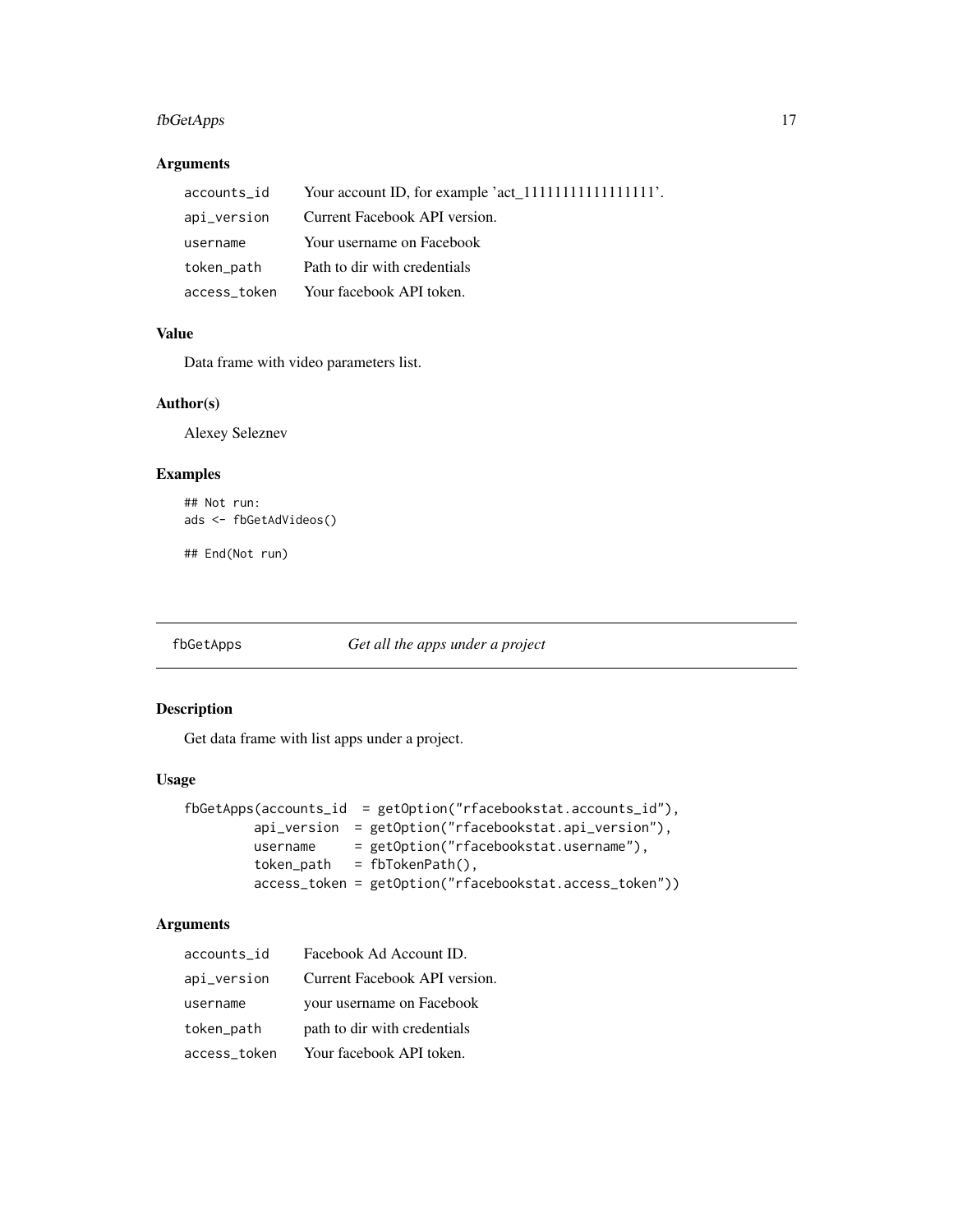### Arguments

| | |
|---|---|
| `accounts_id` | Your account ID, for example 'act_1111111111111111'. |
| `api_version` | Current Facebook API version. |
| `username` | Your username on Facebook |
| `token_path` | Path to dir with credentials |
| `access_token` | Your facebook API token. |

### Value

Data frame with video parameters list.

### Author(s)

Alexey Seleznev

### Examples

```
## Not run:
ads <- fbGetAdVideos()

## End(Not run)
```

---

## fbGetApps *Get all the apps under a project*

---

### Description

Get data frame with list apps under a project.

### Usage

```
fbGetApps(accounts_id  = getOption("rfacebookstat.accounts_id"),
         api_version  = getOption("rfacebookstat.api_version"),
         username     = getOption("rfacebookstat.username"),
         token_path   = fbTokenPath(),
         access_token = getOption("rfacebookstat.access_token"))
```

### Arguments

| | |
|---|---|
| `accounts_id` | Facebook Ad Account ID. |
| `api_version` | Current Facebook API version. |
| `username` | your username on Facebook |
| `token_path` | path to dir with credentials |
| `access_token` | Your facebook API token. |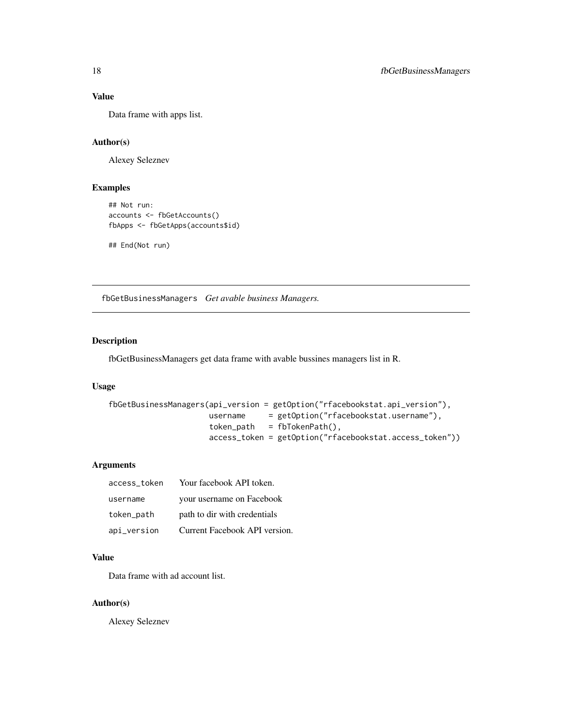### Value

Data frame with apps list.

### Author(s)

Alexey Seleznev

### Examples

```
## Not run:
accounts <- fbGetAccounts()
fbApps <- fbGetApps(accounts$id)

## End(Not run)
```

---

## fbGetBusinessManagers *Get avable business Managers.*

---

### Description

fbGetBusinessManagers get data frame with avable bussines managers list in R.

### Usage

```
fbGetBusinessManagers(api_version = getOption("rfacebookstat.api_version"),
                      username     = getOption("rfacebookstat.username"),
                      token_path   = fbTokenPath(),
                      access_token = getOption("rfacebookstat.access_token"))
```

### Arguments

| | |
|---|---|
| access_token | Your facebook API token. |
| username | your username on Facebook |
| token_path | path to dir with credentials |
| api_version | Current Facebook API version. |

### Value

Data frame with ad account list.

### Author(s)

Alexey Seleznev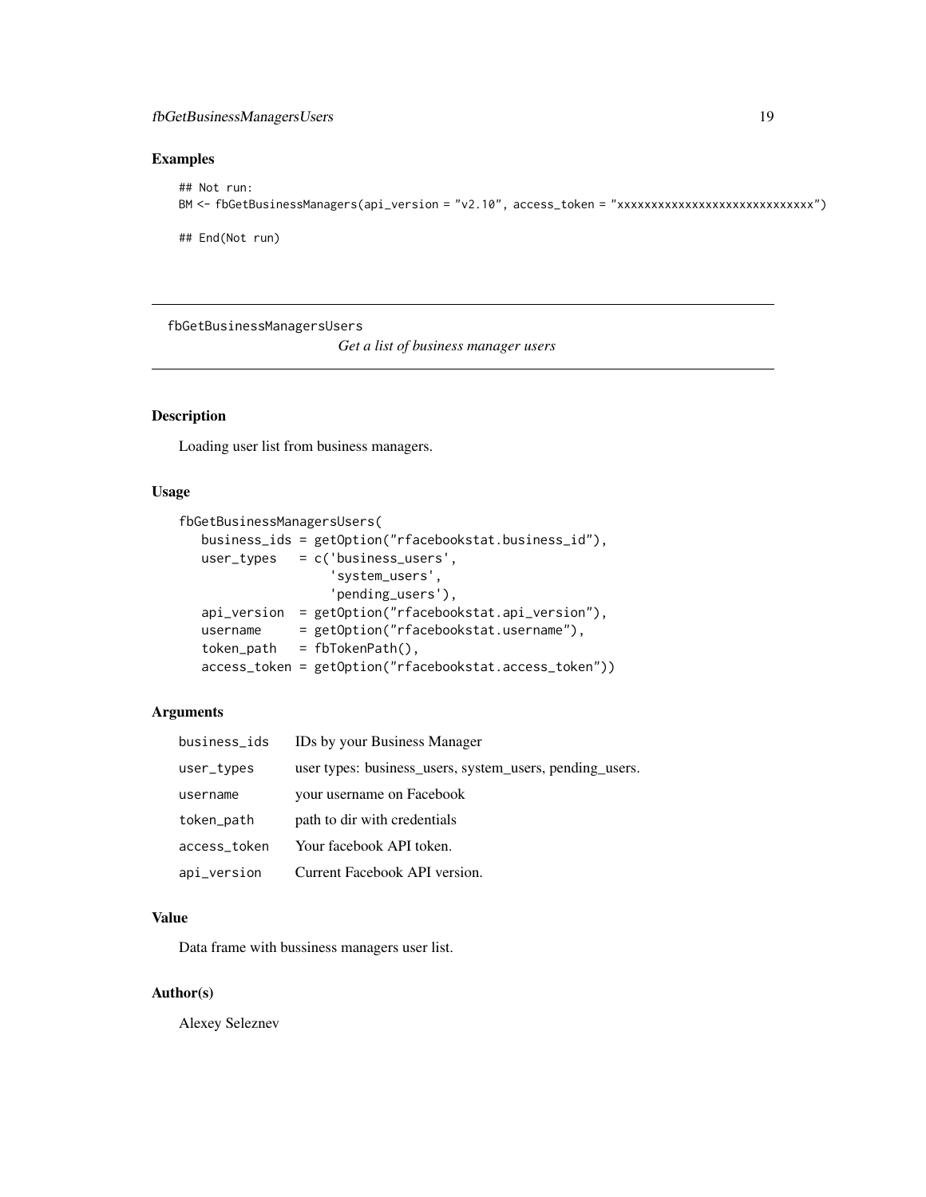## Examples

```
## Not run:
BM <- fbGetBusinessManagers(api_version = "v2.10", access_token = "xxxxxxxxxxxxxxxxxxxxxxxxxxxxx")

## End(Not run)
```

---

fbGetBusinessManagersUsers

*Get a list of business manager users*

---

## Description

Loading user list from business managers.

## Usage

```
fbGetBusinessManagersUsers(
   business_ids = getOption("rfacebookstat.business_id"),
   user_types   = c('business_users',
                    'system_users',
                    'pending_users'),
   api_version  = getOption("rfacebookstat.api_version"),
   username     = getOption("rfacebookstat.username"),
   token_path   = fbTokenPath(),
   access_token = getOption("rfacebookstat.access_token"))
```

## Arguments

| | |
|---|---|
| business_ids | IDs by your Business Manager |
| user_types | user types: business_users, system_users, pending_users. |
| username | your username on Facebook |
| token_path | path to dir with credentials |
| access_token | Your facebook API token. |
| api_version | Current Facebook API version. |

## Value

Data frame with bussiness managers user list.

## Author(s)

Alexey Seleznev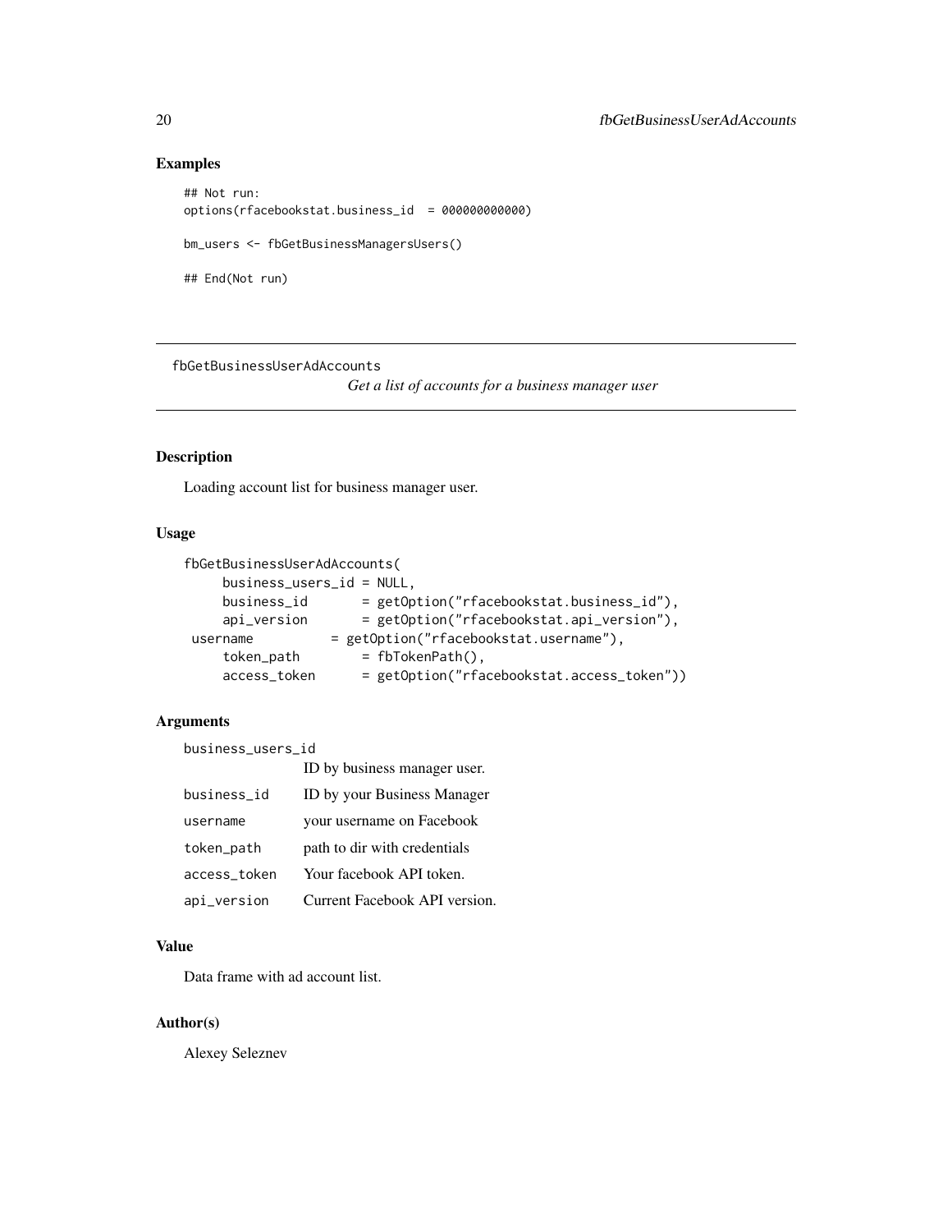## Examples

```
## Not run:
options(rfacebookstat.business_id  = 000000000000)

bm_users <- fbGetBusinessManagersUsers()

## End(Not run)
```

---

# fbGetBusinessUserAdAccounts

*Get a list of accounts for a business manager user*

---

## Description

Loading account list for business manager user.

## Usage

```
fbGetBusinessUserAdAccounts(
     business_users_id = NULL,
     business_id       = getOption("rfacebookstat.business_id"),
     api_version       = getOption("rfacebookstat.api_version"),
 username          = getOption("rfacebookstat.username"),
     token_path        = fbTokenPath(),
     access_token      = getOption("rfacebookstat.access_token"))
```

## Arguments

| | |
|---|---|
| business_users_id | ID by business manager user. |
| business_id | ID by your Business Manager |
| username | your username on Facebook |
| token_path | path to dir with credentials |
| access_token | Your facebook API token. |
| api_version | Current Facebook API version. |

## Value

Data frame with ad account list.

## Author(s)

Alexey Seleznev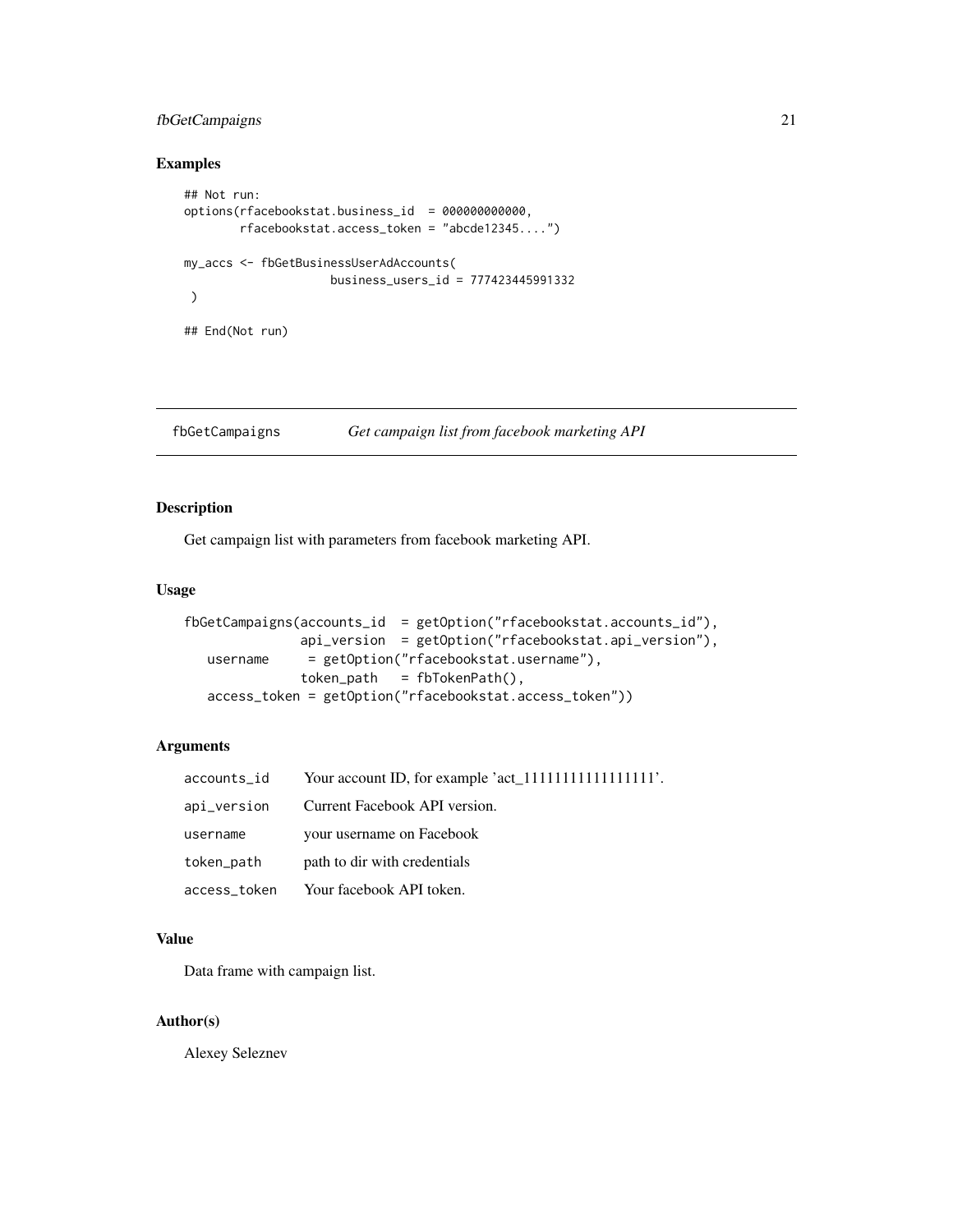## Examples

```
## Not run:
options(rfacebookstat.business_id  = 000000000000,
        rfacebookstat.access_token = "abcde12345....")

my_accs <- fbGetBusinessUserAdAccounts(
                    business_users_id = 777423445991332
 )

## End(Not run)
```

---

# fbGetCampaigns  *Get campaign list from facebook marketing API*

---

## Description

Get campaign list with parameters from facebook marketing API.

## Usage

```
fbGetCampaigns(accounts_id  = getOption("rfacebookstat.accounts_id"),
              api_version  = getOption("rfacebookstat.api_version"),
    username     = getOption("rfacebookstat.username"),
              token_path   = fbTokenPath(),
    access_token = getOption("rfacebookstat.access_token"))
```

## Arguments

| | |
|---|---|
| accounts_id | Your account ID, for example 'act_1111111111111111'. |
| api_version | Current Facebook API version. |
| username | your username on Facebook |
| token_path | path to dir with credentials |
| access_token | Your facebook API token. |

## Value

Data frame with campaign list.

## Author(s)

Alexey Seleznev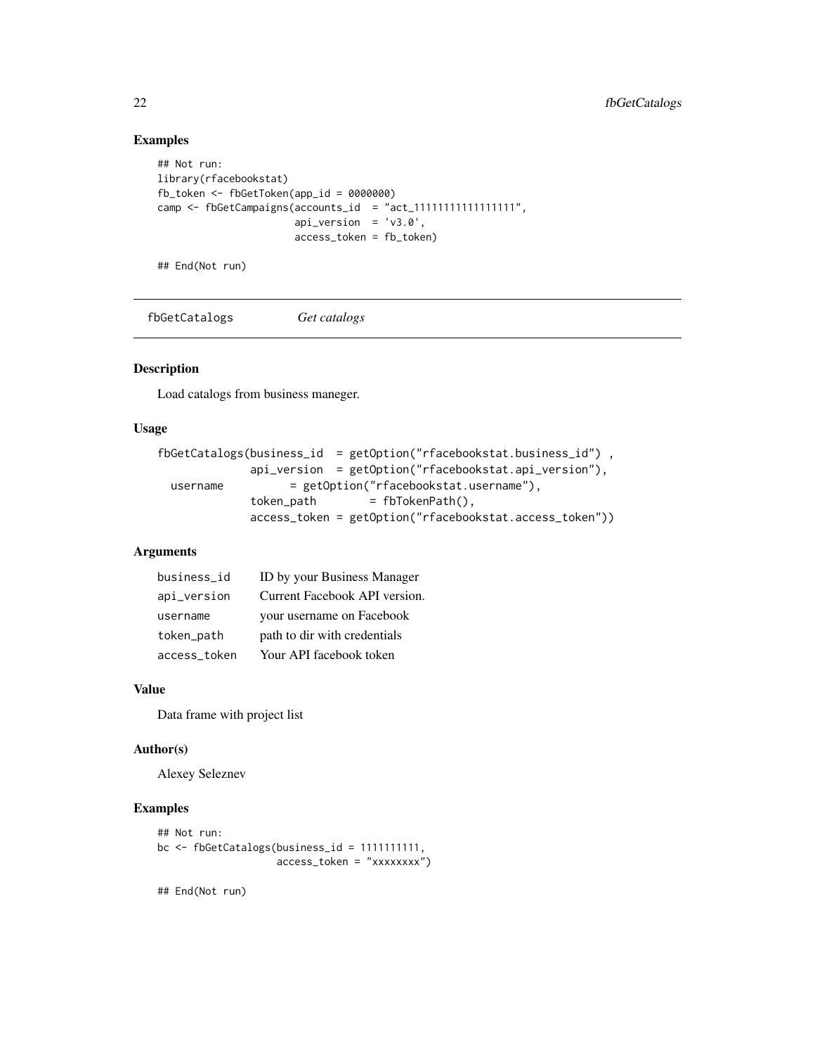## Examples

```
## Not run:
library(rfacebookstat)
fb_token <- fbGetToken(app_id = 0000000)
camp <- fbGetCampaigns(accounts_id  = "act_11111111111111111",
                       api_version  = 'v3.0',
                       access_token = fb_token)

## End(Not run)
```

---

# fbGetCatalogs *Get catalogs*

---

## Description

Load catalogs from business maneger.

## Usage

```
fbGetCatalogs(business_id  = getOption("rfacebookstat.business_id") ,
              api_version  = getOption("rfacebookstat.api_version"),
  username          = getOption("rfacebookstat.username"),
              token_path        = fbTokenPath(),
              access_token = getOption("rfacebookstat.access_token"))
```

## Arguments

| | |
|---|---|
| business_id | ID by your Business Manager |
| api_version | Current Facebook API version. |
| username | your username on Facebook |
| token_path | path to dir with credentials |
| access_token | Your API facebook token |

## Value

Data frame with project list

## Author(s)

Alexey Seleznev

## Examples

```
## Not run:
bc <- fbGetCatalogs(business_id = 1111111111,
                    access_token = "xxxxxxxx")

## End(Not run)
```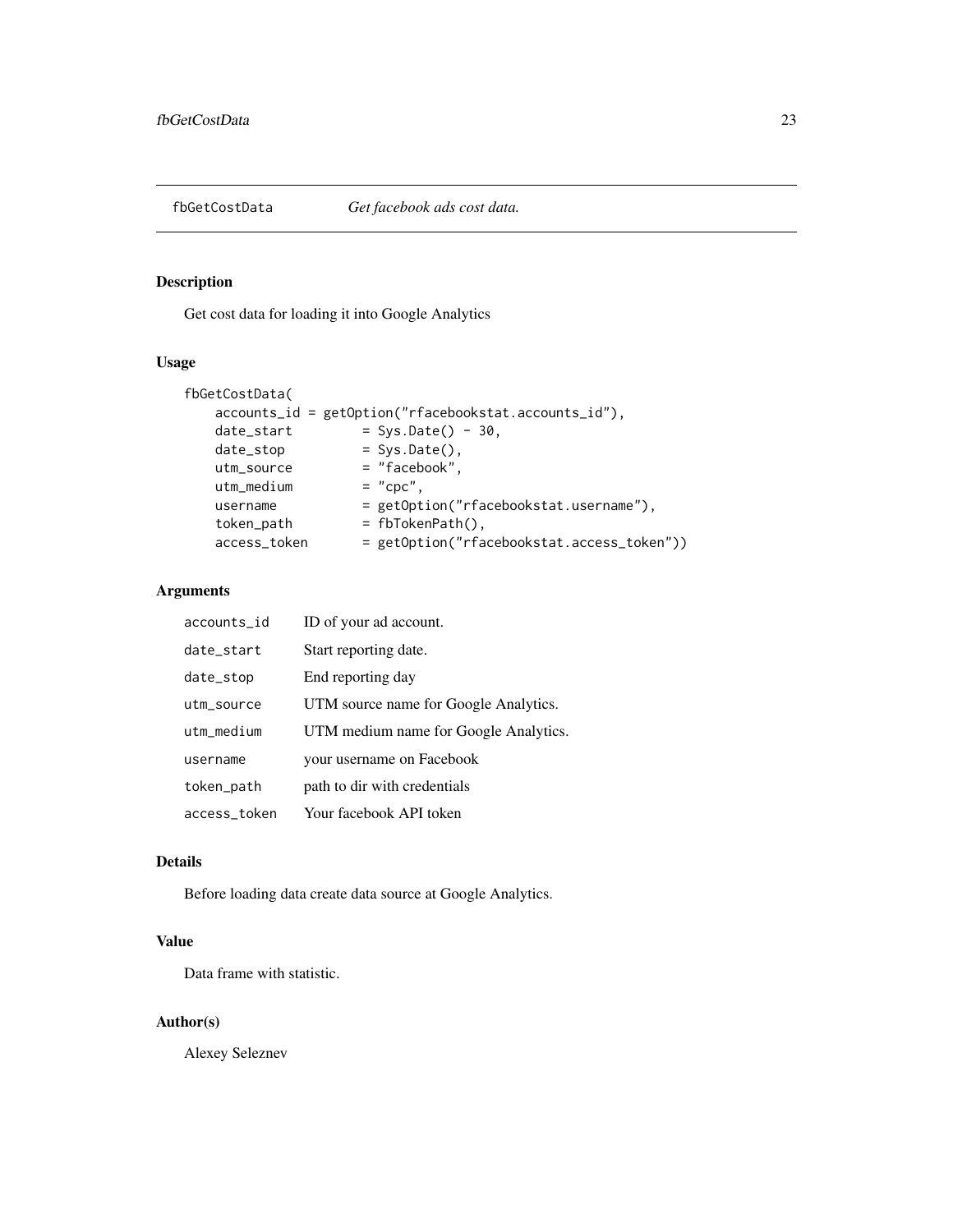fbGetCostData *Get facebook ads cost data.*

## Description

Get cost data for loading it into Google Analytics

## Usage

```
fbGetCostData(
    accounts_id = getOption("rfacebookstat.accounts_id"),
    date_start        = Sys.Date() - 30,
    date_stop         = Sys.Date(),
    utm_source        = "facebook",
    utm_medium        = "cpc",
    username          = getOption("rfacebookstat.username"),
    token_path        = fbTokenPath(),
    access_token      = getOption("rfacebookstat.access_token"))
```

## Arguments

| | |
|---|---|
| `accounts_id` | ID of your ad account. |
| `date_start` | Start reporting date. |
| `date_stop` | End reporting day |
| `utm_source` | UTM source name for Google Analytics. |
| `utm_medium` | UTM medium name for Google Analytics. |
| `username` | your username on Facebook |
| `token_path` | path to dir with credentials |
| `access_token` | Your facebook API token |

## Details

Before loading data create data source at Google Analytics.

## Value

Data frame with statistic.

## Author(s)

Alexey Seleznev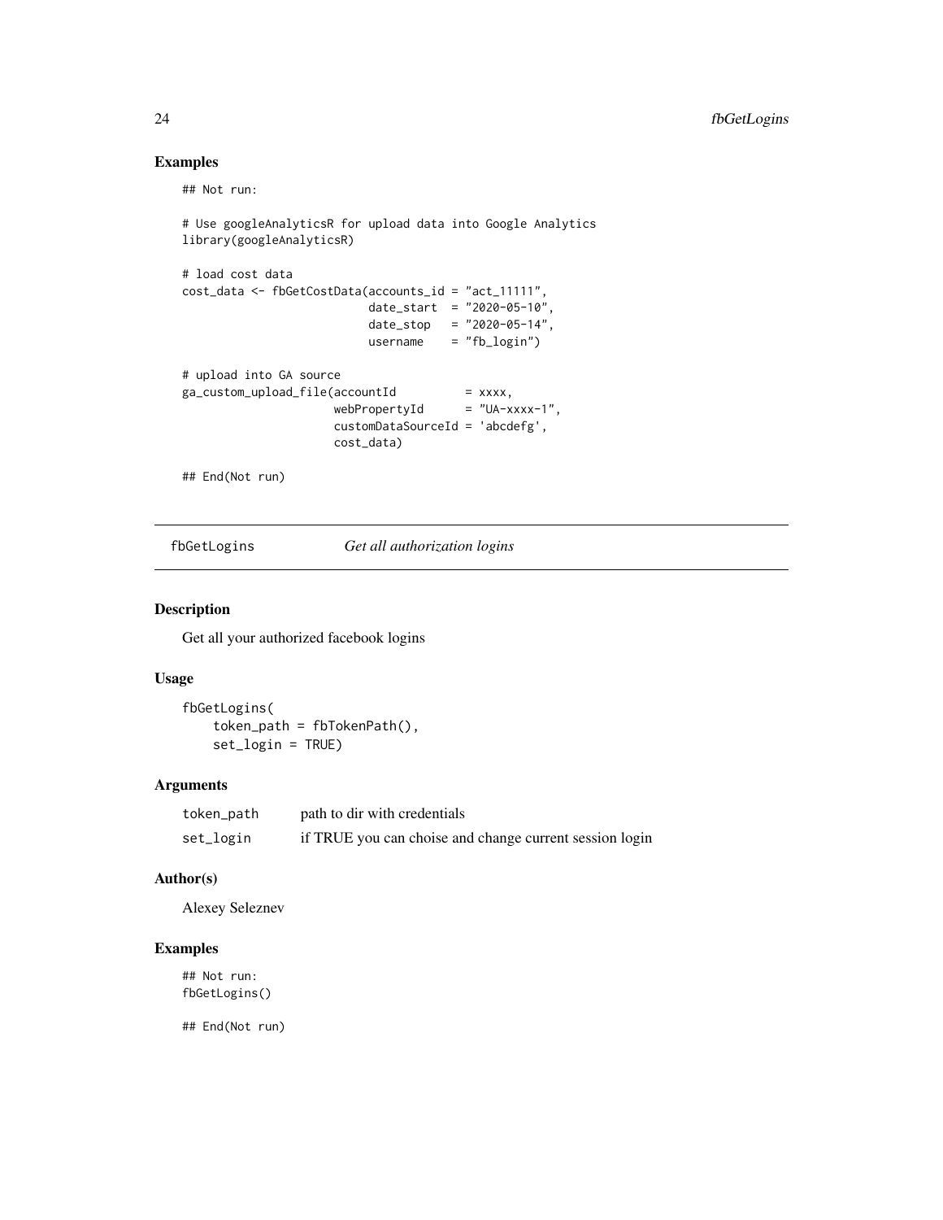## Examples

```
## Not run:

# Use googleAnalyticsR for upload data into Google Analytics
library(googleAnalyticsR)

# load cost data
cost_data <- fbGetCostData(accounts_id = "act_11111",
                           date_start  = "2020-05-10",
                           date_stop   = "2020-05-14",
                           username    = "fb_login")

# upload into GA source
ga_custom_upload_file(accountId          = xxxx,
                      webPropertyId      = "UA-xxxx-1",
                      customDataSourceId = 'abcdefg',
                      cost_data)

## End(Not run)
```

---

# fbGetLogins *Get all authorization logins*

---

## Description

Get all your authorized facebook logins

## Usage

```
fbGetLogins(
    token_path = fbTokenPath(),
    set_login = TRUE)
```

## Arguments

| | |
|---|---|
| token_path | path to dir with credentials |
| set_login | if TRUE you can choise and change current session login |

## Author(s)

Alexey Seleznev

## Examples

```
## Not run:
fbGetLogins()

## End(Not run)
```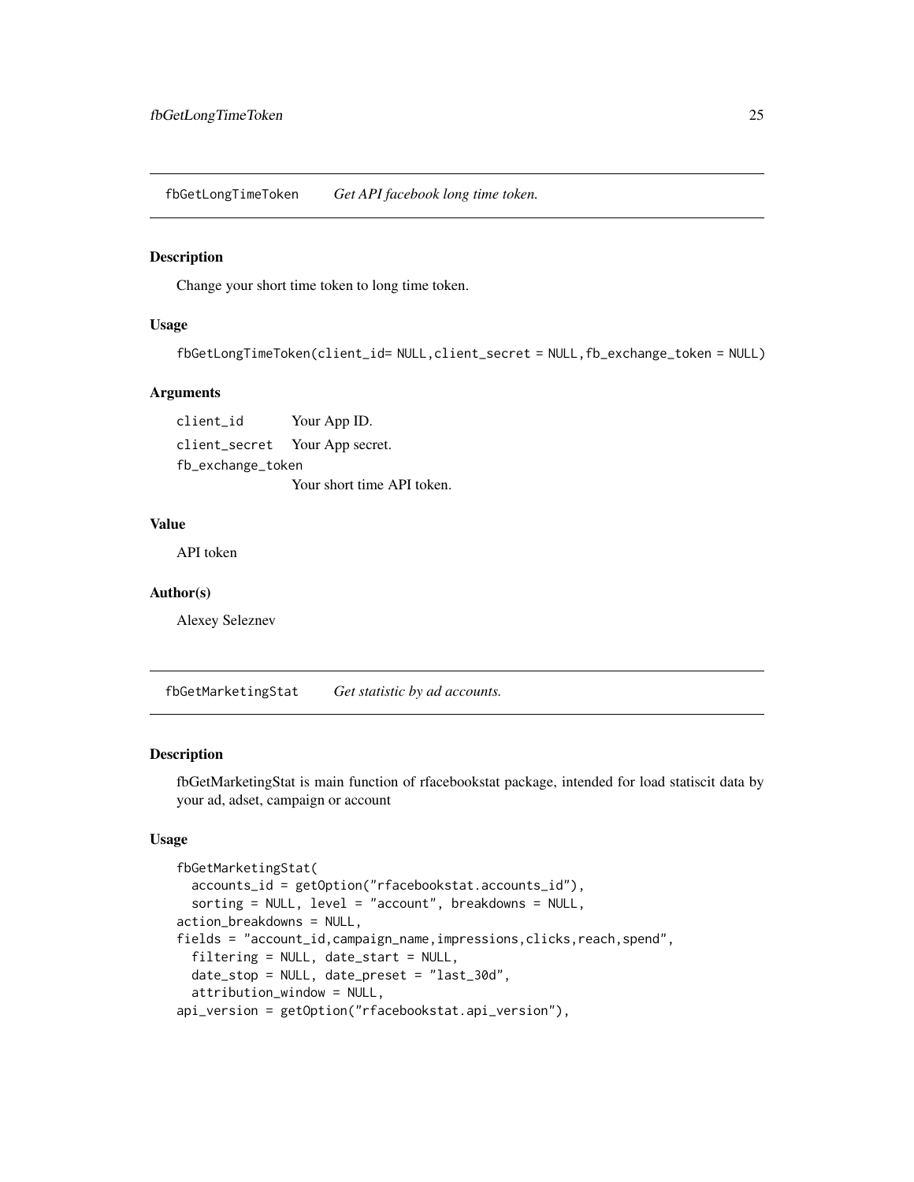## fbGetLongTimeToken *Get API facebook long time token.*

### Description

Change your short time token to long time token.

### Usage

```
fbGetLongTimeToken(client_id= NULL,client_secret = NULL,fb_exchange_token = NULL)
```

### Arguments

- `client_id` Your App ID.
- `client_secret` Your App secret.
- `fb_exchange_token` Your short time API token.

### Value

API token

### Author(s)

Alexey Seleznev

## fbGetMarketingStat *Get statistic by ad accounts.*

### Description

fbGetMarketingStat is main function of rfacebookstat package, intended for load statiscit data by your ad, adset, campaign or account

### Usage

```
fbGetMarketingStat(
  accounts_id = getOption("rfacebookstat.accounts_id"),
  sorting = NULL, level = "account", breakdowns = NULL,
action_breakdowns = NULL,
fields = "account_id,campaign_name,impressions,clicks,reach,spend",
  filtering = NULL, date_start = NULL,
  date_stop = NULL, date_preset = "last_30d",
  attribution_window = NULL,
api_version = getOption("rfacebookstat.api_version"),
```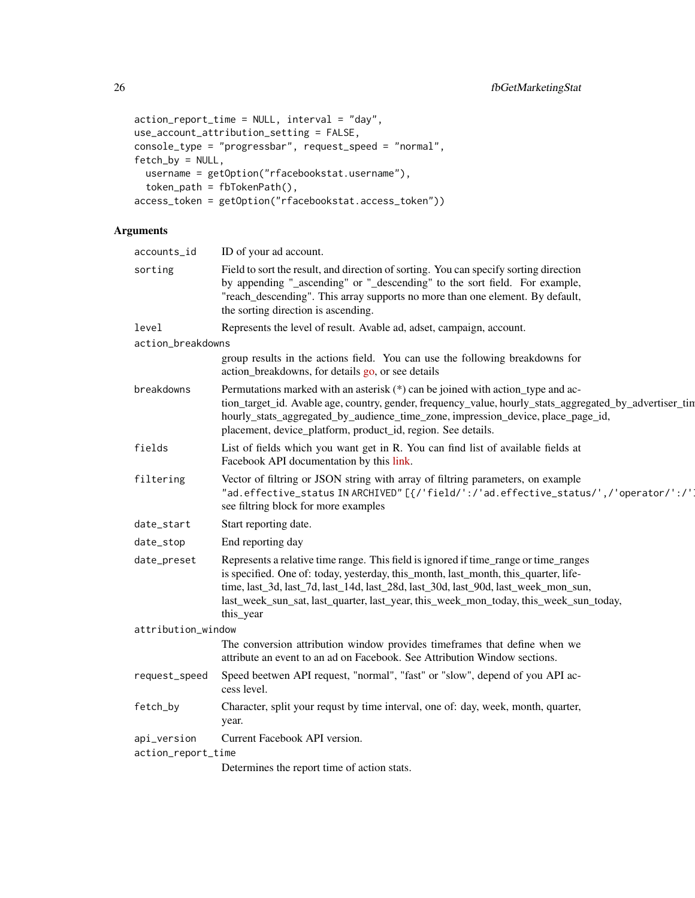```
action_report_time = NULL, interval = "day",
use_account_attribution_setting = FALSE,
console_type = "progressbar", request_speed = "normal",
fetch_by = NULL,
  username = getOption("rfacebookstat.username"),
  token_path = fbTokenPath(),
access_token = getOption("rfacebookstat.access_token"))
```

## Arguments

| | |
|---|---|
| accounts_id | ID of your ad account. |
| sorting | Field to sort the result, and direction of sorting. You can specify sorting direction by appending "_ascending" or "_descending" to the sort field. For example, "reach_descending". This array supports no more than one element. By default, the sorting direction is ascending. |
| level | Represents the level of result. Avable ad, adset, campaign, account. |
| action_breakdowns | group results in the actions field. You can use the following breakdowns for action_breakdowns, for details go, or see details |
| breakdowns | Permutations marked with an asterisk (*) can be joined with action_type and action_target_id. Avable age, country, gender, frequency_value, hourly_stats_aggregated_by_advertiser_tim hourly_stats_aggregated_by_audience_time_zone, impression_device, place_page_id, placement, device_platform, product_id, region. See details. |
| fields | List of fields which you want get in R. You can find list of available fields at Facebook API documentation by this link. |
| filtering | Vector of filtring or JSON string with array of filtring parameters, on example "ad.effective_status IN ARCHIVED" [{/'field/':/'ad.effective_status/',/'operator/':/'] see filtring block for more examples |
| date_start | Start reporting date. |
| date_stop | End reporting day |
| date_preset | Represents a relative time range. This field is ignored if time_range or time_ranges is specified. One of: today, yesterday, this_month, last_month, this_quarter, lifetime, last_3d, last_7d, last_14d, last_28d, last_30d, last_90d, last_week_mon_sun, last_week_sun_sat, last_quarter, last_year, this_week_mon_today, this_week_sun_today, this_year |
| attribution_window | The conversion attribution window provides timeframes that define when we attribute an event to an ad on Facebook. See Attribution Window sections. |
| request_speed | Speed beetwen API request, "normal", "fast" or "slow", depend of you API access level. |
| fetch_by | Character, split your requst by time interval, one of: day, week, month, quarter, year. |
| api_version | Current Facebook API version. |
| action_report_time | Determines the report time of action stats. |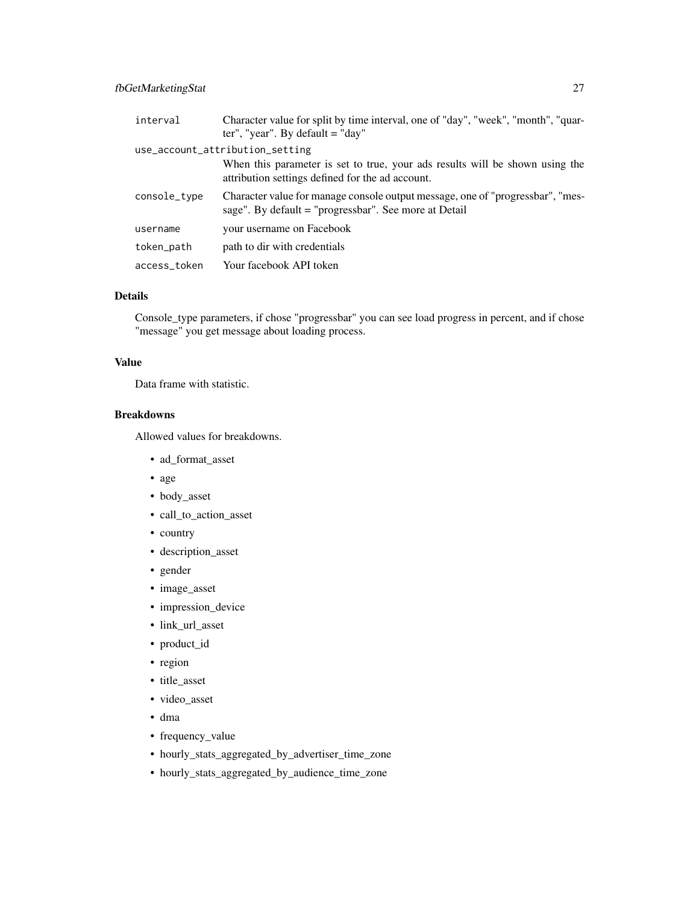| | |
|---|---|
| interval | Character value for split by time interval, one of "day", "week", "month", "quarter", "year". By default = "day" |
| use_account_attribution_setting | When this parameter is set to true, your ads results will be shown using the attribution settings defined for the ad account. |
| console_type | Character value for manage console output message, one of "progressbar", "message". By default = "progressbar". See more at Detail |
| username | your username on Facebook |
| token_path | path to dir with credentials |
| access_token | Your facebook API token |

## Details

Console_type parameters, if chose "progressbar" you can see load progress in percent, and if chose "message" you get message about loading process.

## Value

Data frame with statistic.

## Breakdowns

Allowed values for breakdowns.

- ad_format_asset
- age
- body_asset
- call_to_action_asset
- country
- description_asset
- gender
- image_asset
- impression_device
- link_url_asset
- product_id
- region
- title_asset
- video_asset
- dma
- frequency_value
- hourly_stats_aggregated_by_advertiser_time_zone
- hourly_stats_aggregated_by_audience_time_zone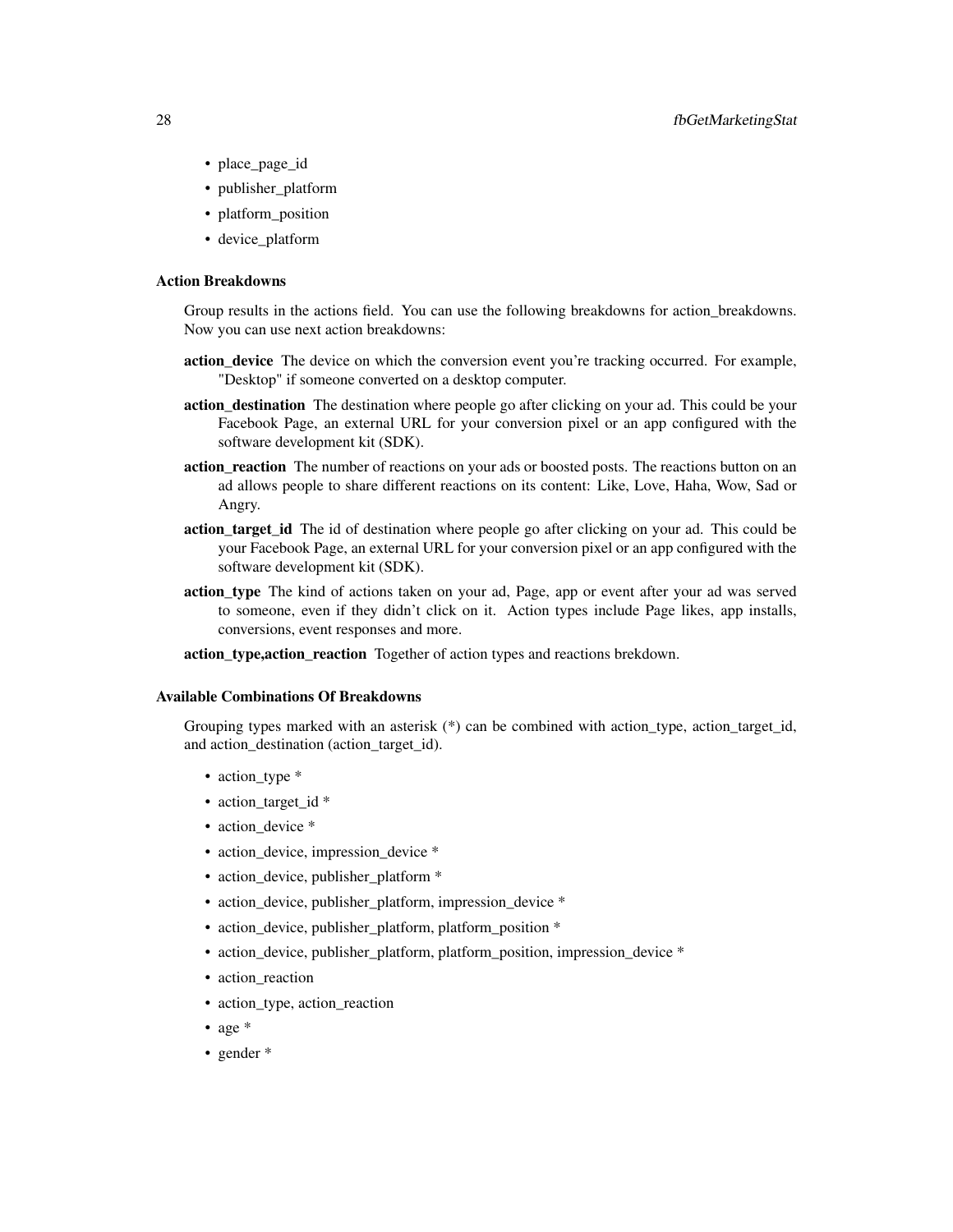- place_page_id
- publisher_platform
- platform_position
- device_platform

### Action Breakdowns

Group results in the actions field. You can use the following breakdowns for action_breakdowns. Now you can use next action breakdowns:

**action_device** The device on which the conversion event you're tracking occurred. For example, "Desktop" if someone converted on a desktop computer.

**action_destination** The destination where people go after clicking on your ad. This could be your Facebook Page, an external URL for your conversion pixel or an app configured with the software development kit (SDK).

**action_reaction** The number of reactions on your ads or boosted posts. The reactions button on an ad allows people to share different reactions on its content: Like, Love, Haha, Wow, Sad or Angry.

**action_target_id** The id of destination where people go after clicking on your ad. This could be your Facebook Page, an external URL for your conversion pixel or an app configured with the software development kit (SDK).

**action_type** The kind of actions taken on your ad, Page, app or event after your ad was served to someone, even if they didn't click on it. Action types include Page likes, app installs, conversions, event responses and more.

**action_type,action_reaction** Together of action types and reactions brekdown.

### Available Combinations Of Breakdowns

Grouping types marked with an asterisk (*) can be combined with action_type, action_target_id, and action_destination (action_target_id).

- action_type *
- action_target_id *
- action_device *
- action_device, impression_device *
- action_device, publisher_platform *
- action_device, publisher_platform, impression_device *
- action_device, publisher_platform, platform_position *
- action_device, publisher_platform, platform_position, impression_device *
- action_reaction
- action_type, action_reaction
- age *
- gender *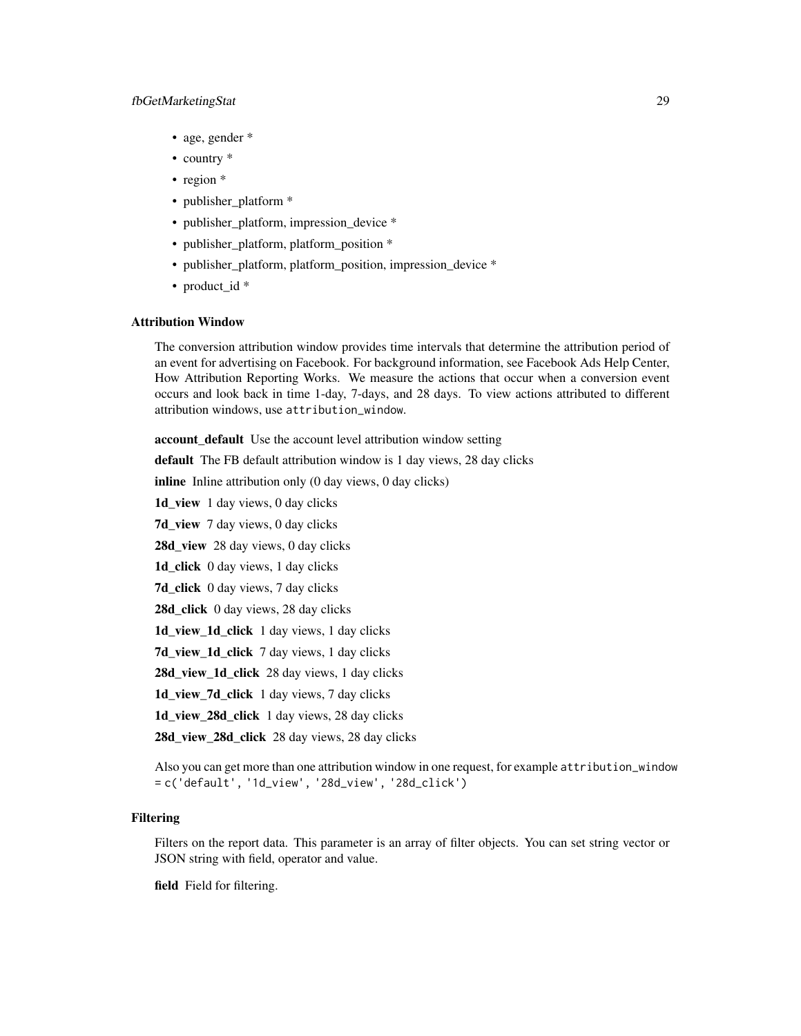- age, gender *
- country *
- region *
- publisher_platform *
- publisher_platform, impression_device *
- publisher_platform, platform_position *
- publisher_platform, platform_position, impression_device *
- product_id *

### Attribution Window

The conversion attribution window provides time intervals that determine the attribution period of an event for advertising on Facebook. For background information, see Facebook Ads Help Center, How Attribution Reporting Works. We measure the actions that occur when a conversion event occurs and look back in time 1-day, 7-days, and 28 days. To view actions attributed to different attribution windows, use `attribution_window`.

**account_default** Use the account level attribution window setting

**default** The FB default attribution window is 1 day views, 28 day clicks

**inline** Inline attribution only (0 day views, 0 day clicks)

**1d_view** 1 day views, 0 day clicks

**7d_view** 7 day views, 0 day clicks

**28d_view** 28 day views, 0 day clicks

**1d_click** 0 day views, 1 day clicks

**7d_click** 0 day views, 7 day clicks

**28d_click** 0 day views, 28 day clicks

**1d_view_1d_click** 1 day views, 1 day clicks

**7d_view_1d_click** 7 day views, 1 day clicks

**28d_view_1d_click** 28 day views, 1 day clicks

**1d_view_7d_click** 1 day views, 7 day clicks

**1d_view_28d_click** 1 day views, 28 day clicks

**28d_view_28d_click** 28 day views, 28 day clicks

Also you can get more than one attribution window in one request, for example `attribution_window = c('default', '1d_view', '28d_view', '28d_click')`

### Filtering

Filters on the report data. This parameter is an array of filter objects. You can set string vector or JSON string with field, operator and value.

**field** Field for filtering.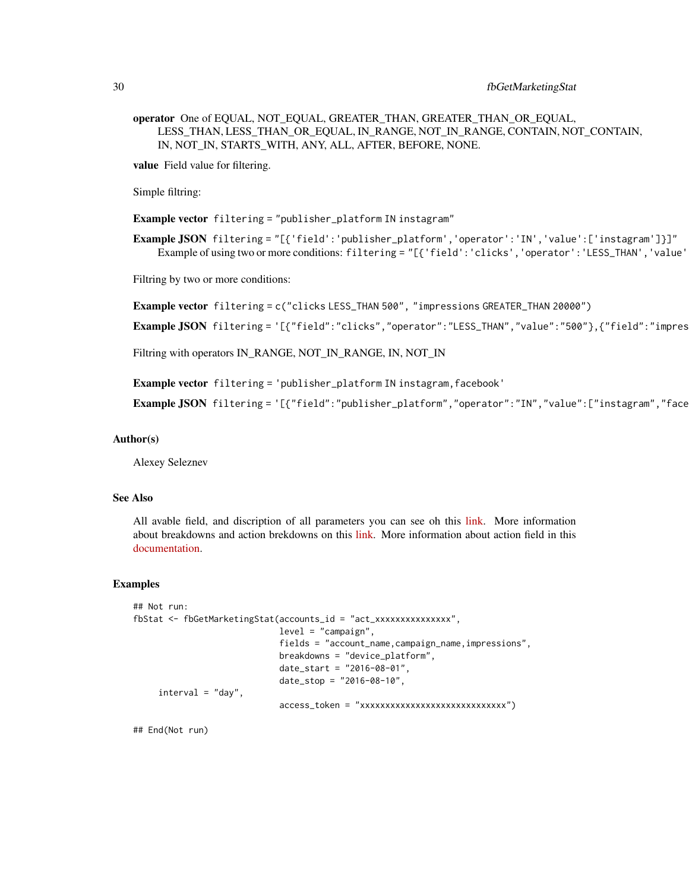**operator** One of EQUAL, NOT_EQUAL, GREATER_THAN, GREATER_THAN_OR_EQUAL, LESS_THAN, LESS_THAN_OR_EQUAL, IN_RANGE, NOT_IN_RANGE, CONTAIN, NOT_CONTAIN, IN, NOT_IN, STARTS_WITH, ANY, ALL, AFTER, BEFORE, NONE.

**value** Field value for filtering.

Simple filtring:

**Example vector** `filtering = "publisher_platform IN instagram"`

**Example JSON** `filtering = "[{'field':'publisher_platform','operator':'IN','value':['instagram']}]"`
Example of using two or more conditions: `filtering = "[{'field':'clicks','operator':'LESS_THAN','value'`

Filtring by two or more conditions:

**Example vector** `filtering = c("clicks LESS_THAN 500", "impressions GREATER_THAN 20000")`

**Example JSON** `filtering = '[{"field":"clicks","operator":"LESS_THAN","value":"500"},{"field":"impres`

Filtring with operators IN_RANGE, NOT_IN_RANGE, IN, NOT_IN

**Example vector** `filtering = 'publisher_platform IN instagram,facebook'`

**Example JSON** `filtering = '[{"field":"publisher_platform","operator":"IN","value":["instagram","face`

## Author(s)

Alexey Seleznev

## See Also

All avable field, and discription of all parameters you can see oh this link. More information about breakdowns and action brekdowns on this link. More information about action field in this documentation.

## Examples

```
## Not run:
fbStat <- fbGetMarketingStat(accounts_id = "act_xxxxxxxxxxxxxxx",
                              level = "campaign",
                              fields = "account_name,campaign_name,impressions",
                              breakdowns = "device_platform",
                              date_start = "2016-08-01",
                              date_stop = "2016-08-10",
     interval = "day",
                              access_token = "xxxxxxxxxxxxxxxxxxxxxxxxxxxxx")

## End(Not run)
```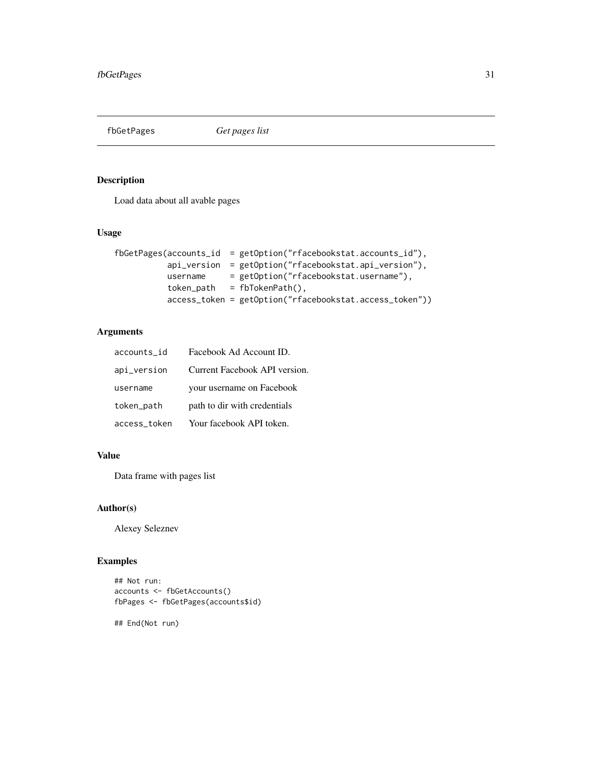# fbGetPages *Get pages list*

## Description

Load data about all avable pages

## Usage

```
fbGetPages(accounts_id  = getOption("rfacebookstat.accounts_id"),
           api_version  = getOption("rfacebookstat.api_version"),
           username     = getOption("rfacebookstat.username"),
           token_path   = fbTokenPath(),
           access_token = getOption("rfacebookstat.access_token"))
```

## Arguments

| | |
|---|---|
| `accounts_id` | Facebook Ad Account ID. |
| `api_version` | Current Facebook API version. |
| `username` | your username on Facebook |
| `token_path` | path to dir with credentials |
| `access_token` | Your facebook API token. |

## Value

Data frame with pages list

## Author(s)

Alexey Seleznev

## Examples

```
## Not run:
accounts <- fbGetAccounts()
fbPages <- fbGetPages(accounts$id)

## End(Not run)
```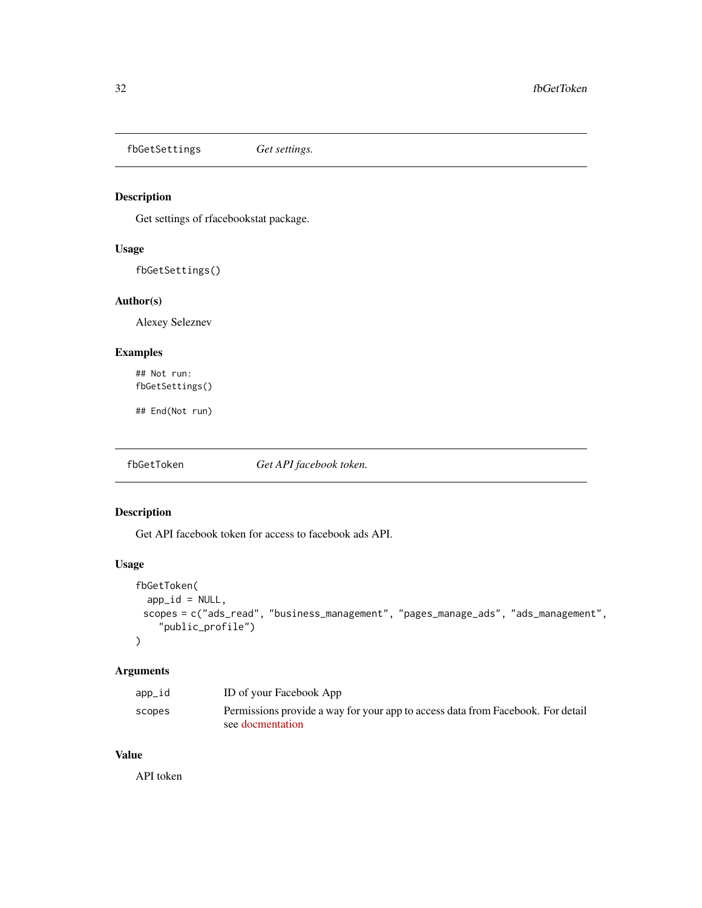## fbGetSettings — *Get settings.*

### Description

Get settings of rfacebookstat package.

### Usage

```
fbGetSettings()
```

### Author(s)

Alexey Seleznev

### Examples

```
## Not run:
fbGetSettings()

## End(Not run)
```

## fbGetToken — *Get API facebook token.*

### Description

Get API facebook token for access to facebook ads API.

### Usage

```
fbGetToken(
  app_id = NULL,
 scopes = c("ads_read", "business_management", "pages_manage_ads", "ads_management",
    "public_profile")
)
```

### Arguments

| | |
|---|---|
| app_id | ID of your Facebook App |
| scopes | Permissions provide a way for your app to access data from Facebook. For detail see docmentation |

### Value

API token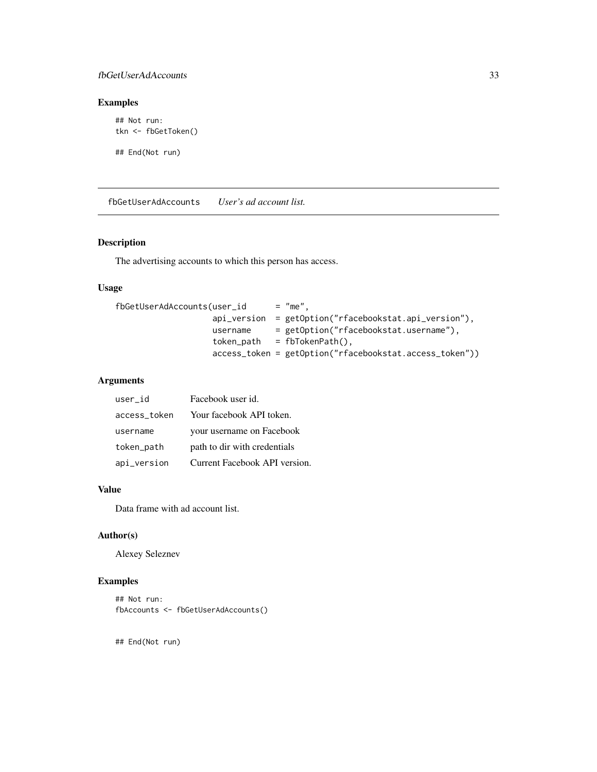### Examples

```
## Not run:
tkn <- fbGetToken()

## End(Not run)
```

## fbGetUserAdAccounts    *User's ad account list.*

### Description

The advertising accounts to which this person has access.

### Usage

```
fbGetUserAdAccounts(user_id      = "me",
                    api_version  = getOption("rfacebookstat.api_version"),
                    username     = getOption("rfacebookstat.username"),
                    token_path   = fbTokenPath(),
                    access_token = getOption("rfacebookstat.access_token"))
```

### Arguments

| | |
|---|---|
| user_id | Facebook user id. |
| access_token | Your facebook API token. |
| username | your username on Facebook |
| token_path | path to dir with credentials |
| api_version | Current Facebook API version. |

### Value

Data frame with ad account list.

### Author(s)

Alexey Seleznev

### Examples

```
## Not run:
fbAccounts <- fbGetUserAdAccounts()


## End(Not run)
```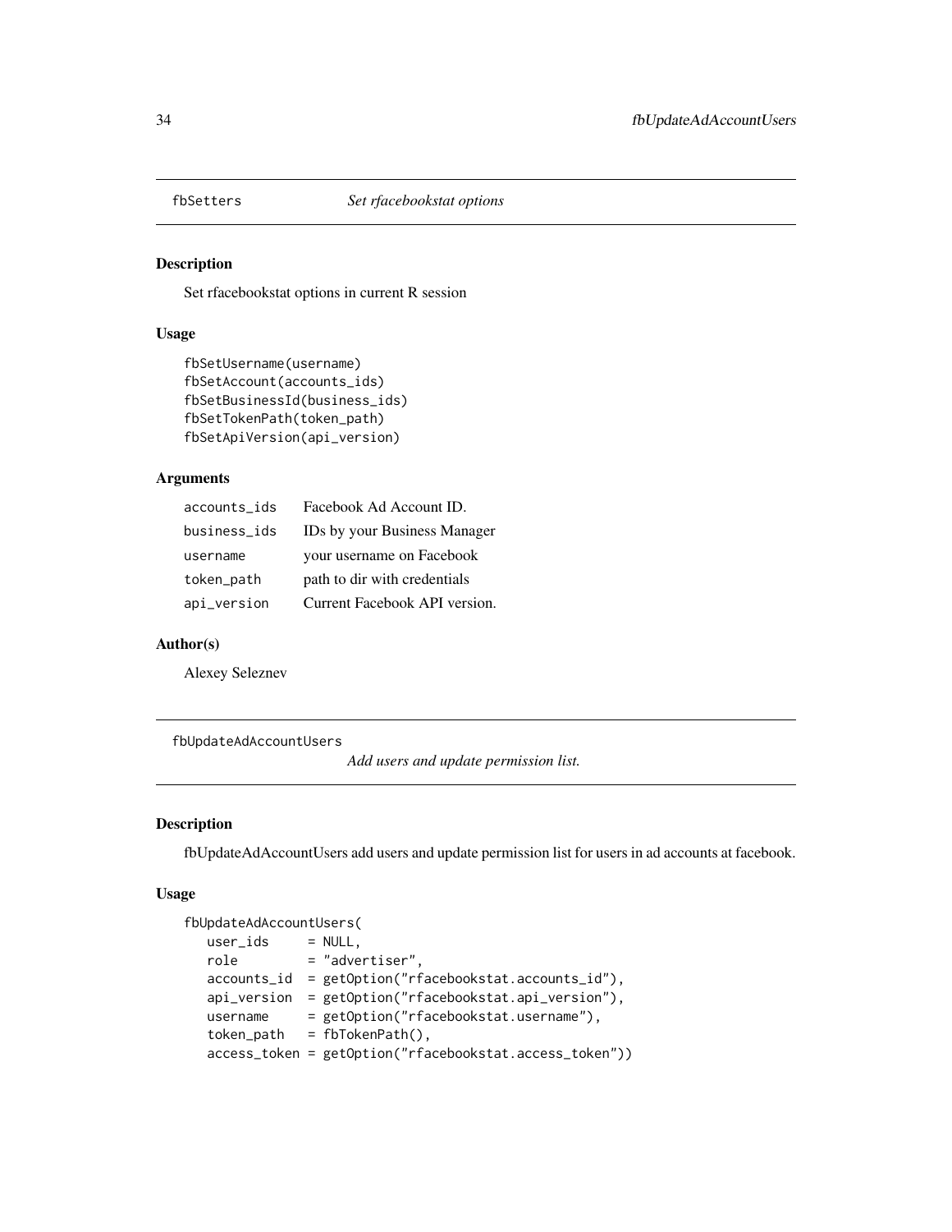## fbSetters *Set rfacebookstat options*

### Description

Set rfacebookstat options in current R session

### Usage

```
fbSetUsername(username)
fbSetAccount(accounts_ids)
fbSetBusinessId(business_ids)
fbSetTokenPath(token_path)
fbSetApiVersion(api_version)
```

### Arguments

| | |
|---|---|
| accounts_ids | Facebook Ad Account ID. |
| business_ids | IDs by your Business Manager |
| username | your username on Facebook |
| token_path | path to dir with credentials |
| api_version | Current Facebook API version. |

### Author(s)

Alexey Seleznev

## fbUpdateAdAccountUsers *Add users and update permission list.*

### Description

fbUpdateAdAccountUsers add users and update permission list for users in ad accounts at facebook.

### Usage

```
fbUpdateAdAccountUsers(
   user_ids     = NULL,
   role         = "advertiser",
   accounts_id  = getOption("rfacebookstat.accounts_id"),
   api_version  = getOption("rfacebookstat.api_version"),
   username     = getOption("rfacebookstat.username"),
   token_path   = fbTokenPath(),
   access_token = getOption("rfacebookstat.access_token"))
```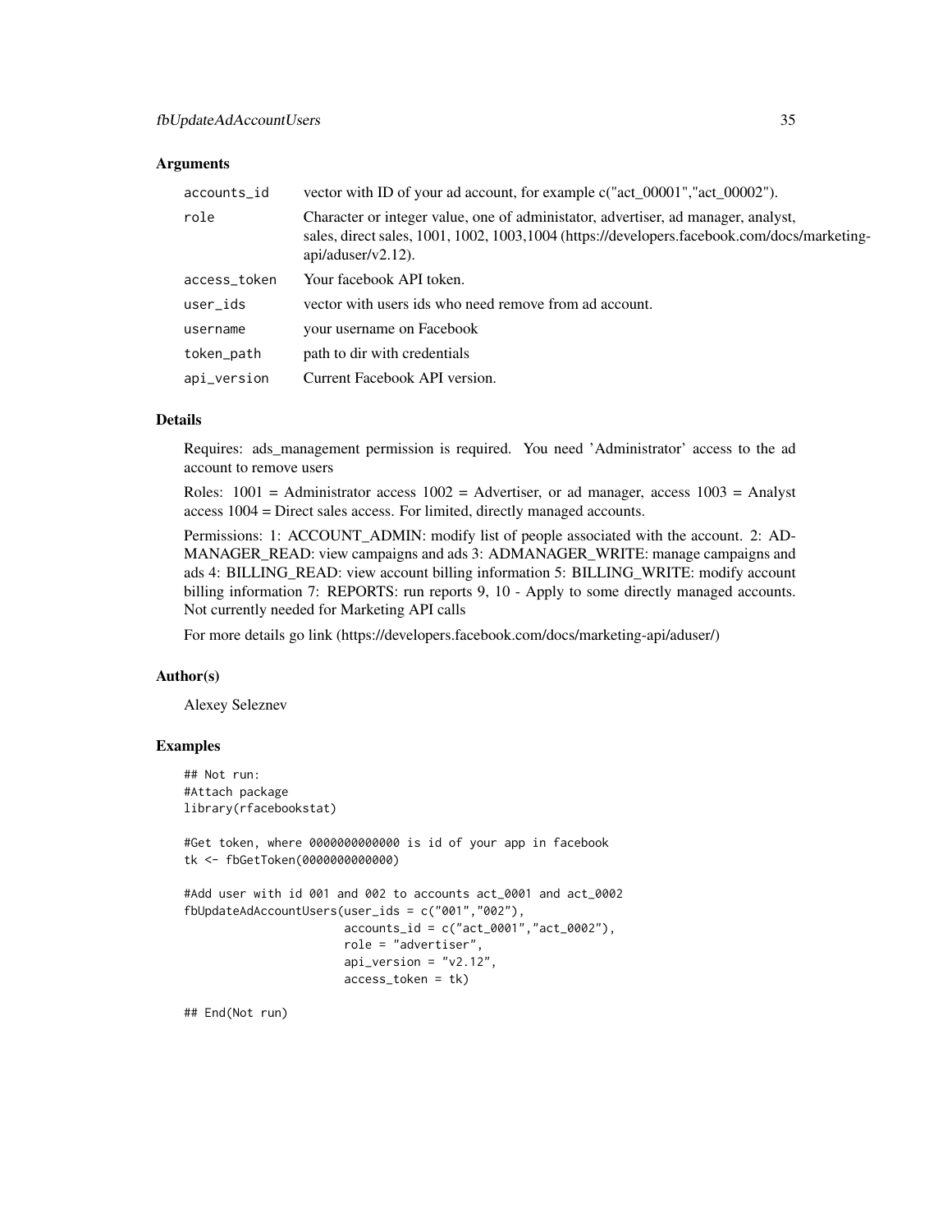### Arguments

| | |
|---|---|
| accounts_id | vector with ID of your ad account, for example c("act_00001","act_00002"). |
| role | Character or integer value, one of administator, advertiser, ad manager, analyst, sales, direct sales, 1001, 1002, 1003,1004 (https://developers.facebook.com/docs/marketing-api/aduser/v2.12). |
| access_token | Your facebook API token. |
| user_ids | vector with users ids who need remove from ad account. |
| username | your username on Facebook |
| token_path | path to dir with credentials |
| api_version | Current Facebook API version. |

### Details

Requires: ads_management permission is required. You need 'Administrator' access to the ad account to remove users

Roles: 1001 = Administrator access 1002 = Advertiser, or ad manager, access 1003 = Analyst access 1004 = Direct sales access. For limited, directly managed accounts.

Permissions: 1: ACCOUNT_ADMIN: modify list of people associated with the account. 2: ADMANAGER_READ: view campaigns and ads 3: ADMANAGER_WRITE: manage campaigns and ads 4: BILLING_READ: view account billing information 5: BILLING_WRITE: modify account billing information 7: REPORTS: run reports 9, 10 - Apply to some directly managed accounts. Not currently needed for Marketing API calls

For more details go link (https://developers.facebook.com/docs/marketing-api/aduser/)

### Author(s)

Alexey Seleznev

### Examples

```
## Not run:
#Attach package
library(rfacebookstat)

#Get token, where 0000000000000 is id of your app in facebook
tk <- fbGetToken(0000000000000)

#Add user with id 001 and 002 to accounts act_0001 and act_0002
fbUpdateAdAccountUsers(user_ids = c("001","002"),
                       accounts_id = c("act_0001","act_0002"),
                       role = "advertiser",
                       api_version = "v2.12",
                       access_token = tk)

## End(Not run)
```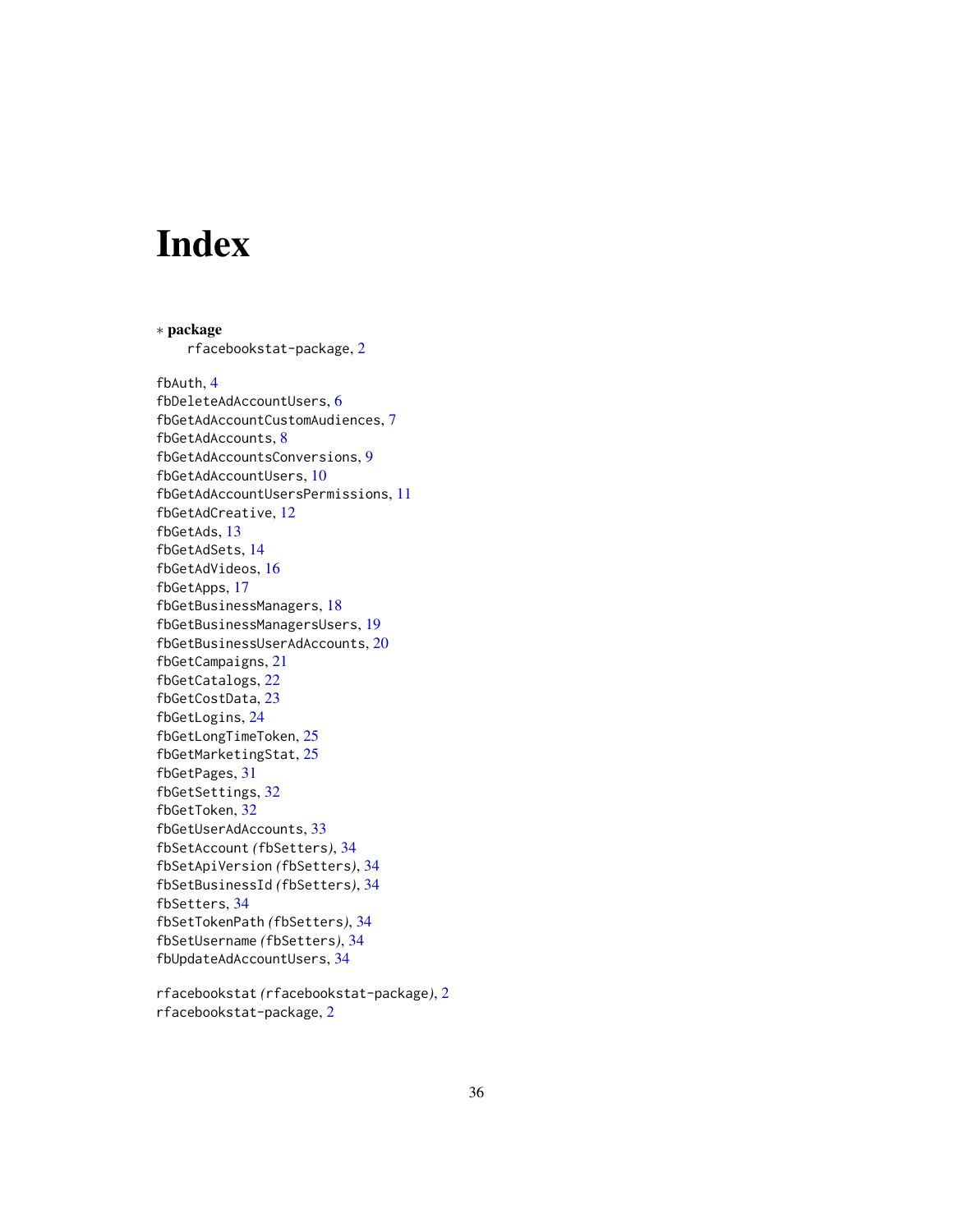# Index

∗ **package**

rfacebookstat-package, 2

fbAuth, 4
fbDeleteAdAccountUsers, 6
fbGetAdAccountCustomAudiences, 7
fbGetAdAccounts, 8
fbGetAdAccountsConversions, 9
fbGetAdAccountUsers, 10
fbGetAdAccountUsersPermissions, 11
fbGetAdCreative, 12
fbGetAds, 13
fbGetAdSets, 14
fbGetAdVideos, 16
fbGetApps, 17
fbGetBusinessManagers, 18
fbGetBusinessManagersUsers, 19
fbGetBusinessUserAdAccounts, 20
fbGetCampaigns, 21
fbGetCatalogs, 22
fbGetCostData, 23
fbGetLogins, 24
fbGetLongTimeToken, 25
fbGetMarketingStat, 25
fbGetPages, 31
fbGetSettings, 32
fbGetToken, 32
fbGetUserAdAccounts, 33
fbSetAccount *(*fbSetters*)*, 34
fbSetApiVersion *(*fbSetters*)*, 34
fbSetBusinessId *(*fbSetters*)*, 34
fbSetters, 34
fbSetTokenPath *(*fbSetters*)*, 34
fbSetUsername *(*fbSetters*)*, 34
fbUpdateAdAccountUsers, 34

rfacebookstat *(*rfacebookstat-package*)*, 2
rfacebookstat-package, 2